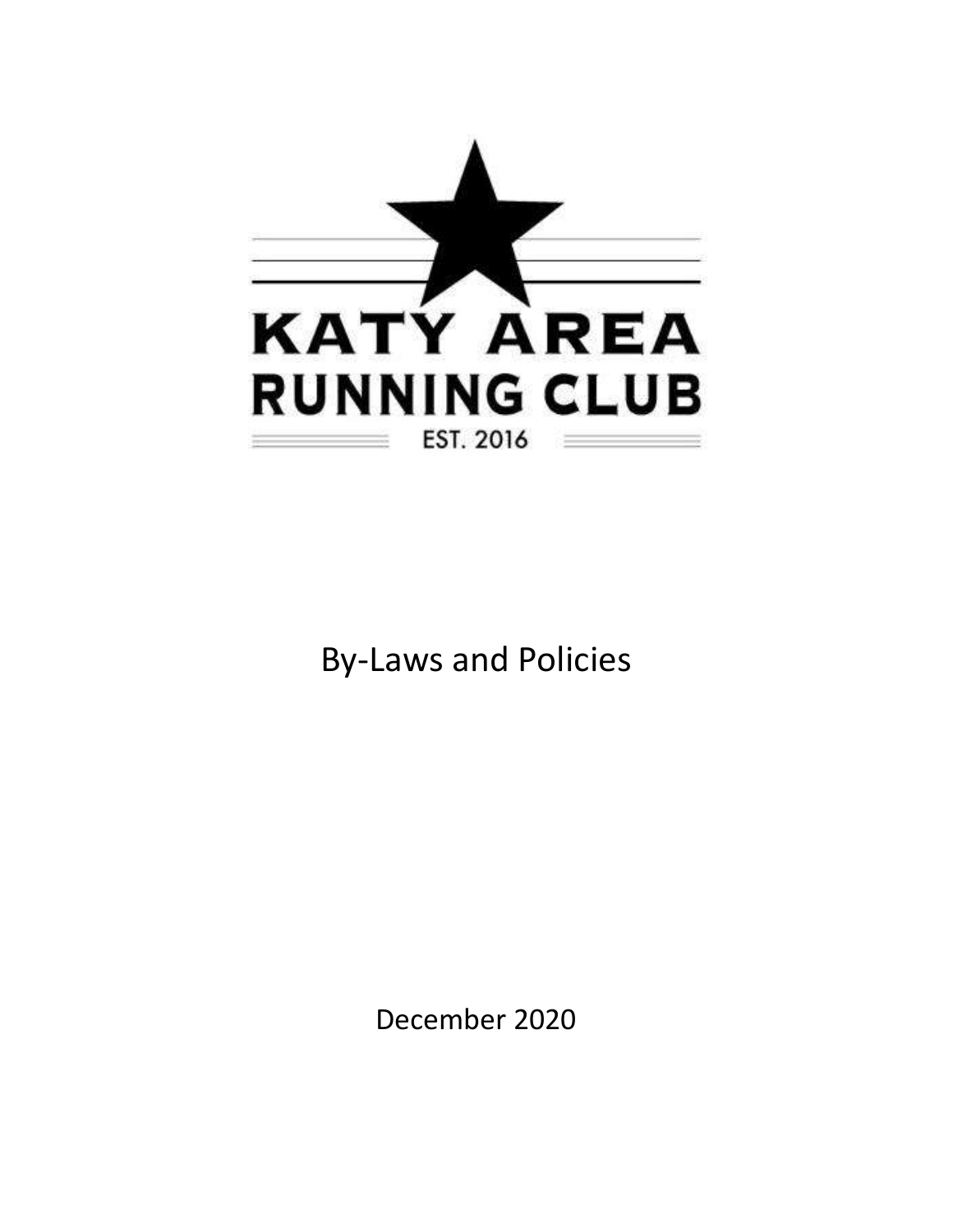KATY AREA RUNNING CLUB

EST. 2016

# By-Laws and Policies

December 2020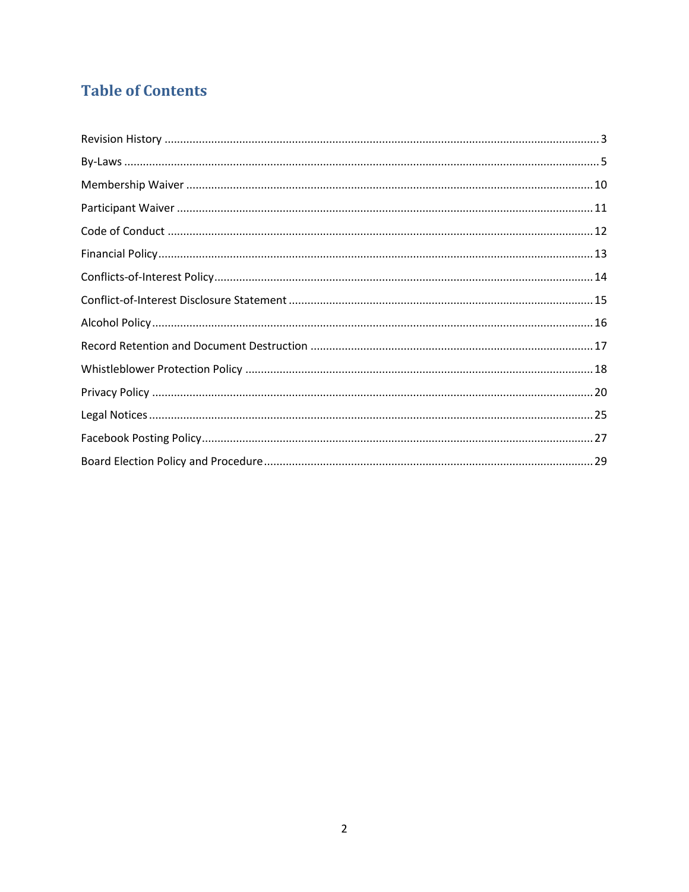## Table of Contents

Revision History ........................................ 3

By-Laws ........................................ 5

Membership Waiver ........................................ 10

Participant Waiver ........................................ 11

Code of Conduct ........................................ 12

Financial Policy ........................................ 13

Conflicts-of-Interest Policy ........................................ 14

Conflict-of-Interest Disclosure Statement ........................................ 15

Alcohol Policy ........................................ 16

Record Retention and Document Destruction ........................................ 17

Whistleblower Protection Policy ........................................ 18

Privacy Policy ........................................ 20

Legal Notices ........................................ 25

Facebook Posting Policy ........................................ 27

Board Election Policy and Procedure ........................................ 29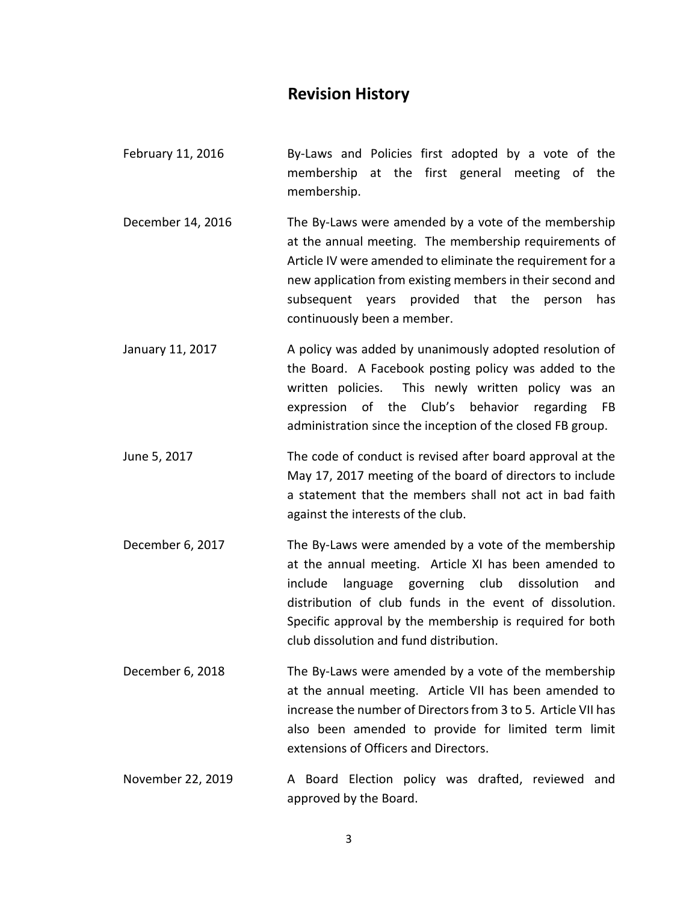# Revision History

| | |
|---|---|
| February 11, 2016 | By-Laws and Policies first adopted by a vote of the membership at the first general meeting of the membership. |
| December 14, 2016 | The By-Laws were amended by a vote of the membership at the annual meeting. The membership requirements of Article IV were amended to eliminate the requirement for a new application from existing members in their second and subsequent years provided that the person has continuously been a member. |
| January 11, 2017 | A policy was added by unanimously adopted resolution of the Board. A Facebook posting policy was added to the written policies. This newly written policy was an expression of the Club's behavior regarding FB administration since the inception of the closed FB group. |
| June 5, 2017 | The code of conduct is revised after board approval at the May 17, 2017 meeting of the board of directors to include a statement that the members shall not act in bad faith against the interests of the club. |
| December 6, 2017 | The By-Laws were amended by a vote of the membership at the annual meeting. Article XI has been amended to include language governing club dissolution and distribution of club funds in the event of dissolution. Specific approval by the membership is required for both club dissolution and fund distribution. |
| December 6, 2018 | The By-Laws were amended by a vote of the membership at the annual meeting. Article VII has been amended to increase the number of Directors from 3 to 5. Article VII has also been amended to provide for limited term limit extensions of Officers and Directors. |
| November 22, 2019 | A Board Election policy was drafted, reviewed and approved by the Board. |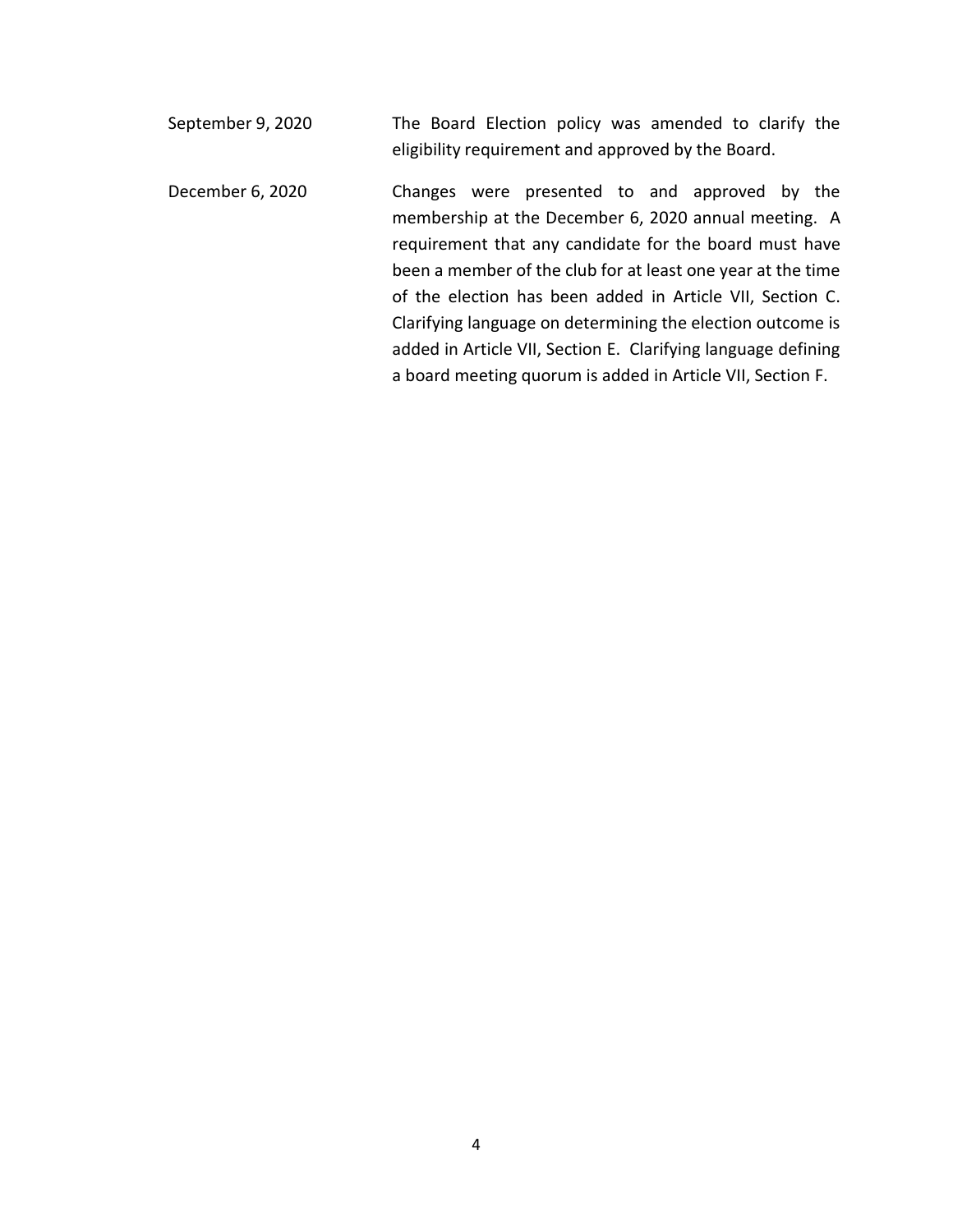| | |
|---|---|
| September 9, 2020 | The Board Election policy was amended to clarify the eligibility requirement and approved by the Board. |
| December 6, 2020 | Changes were presented to and approved by the membership at the December 6, 2020 annual meeting. A requirement that any candidate for the board must have been a member of the club for at least one year at the time of the election has been added in Article VII, Section C. Clarifying language on determining the election outcome is added in Article VII, Section E. Clarifying language defining a board meeting quorum is added in Article VII, Section F. |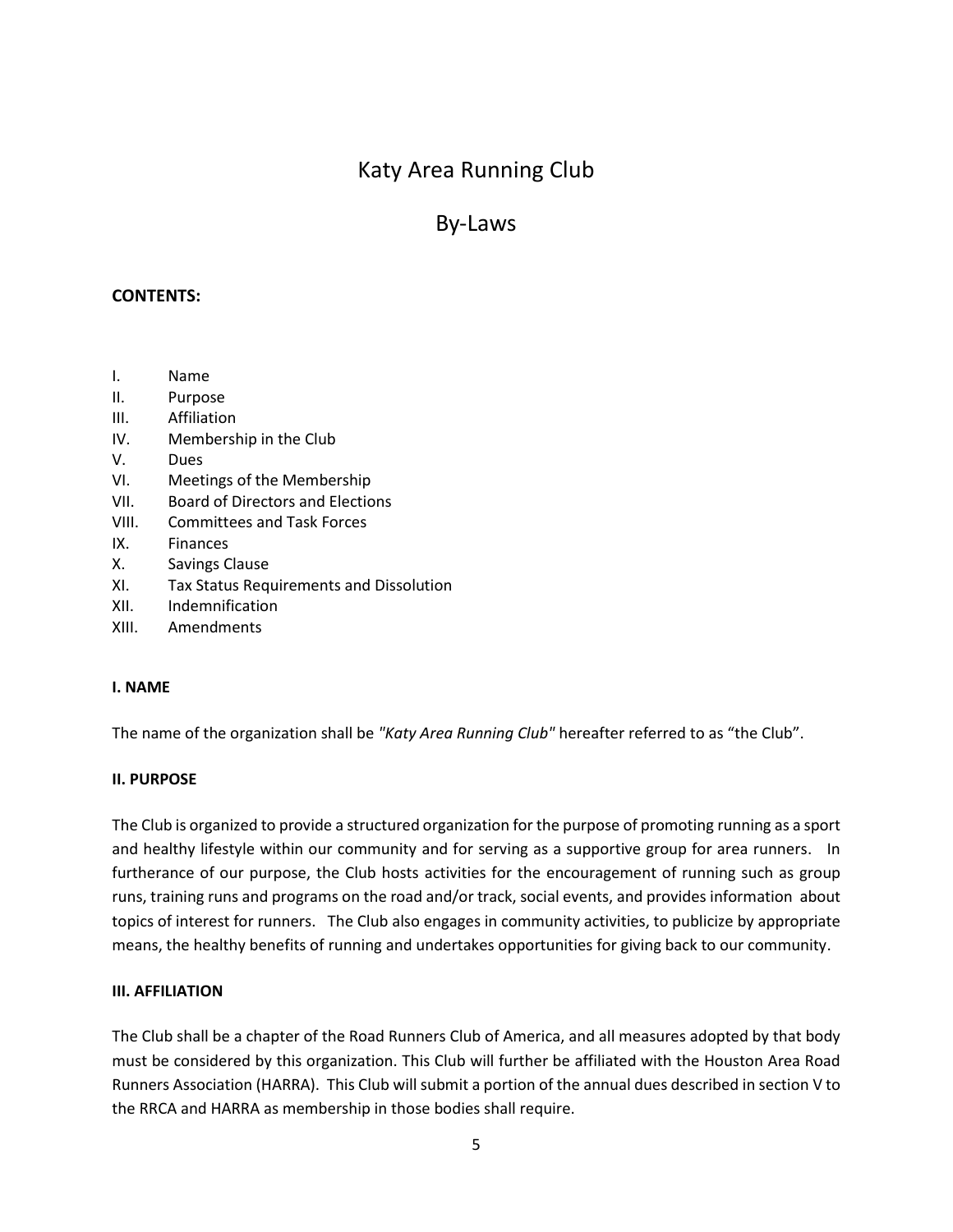# Katy Area Running Club

## By-Laws

**CONTENTS:**

- I. Name
- II. Purpose
- III. Affiliation
- IV. Membership in the Club
- V. Dues
- VI. Meetings of the Membership
- VII. Board of Directors and Elections
- VIII. Committees and Task Forces
- IX. Finances
- X. Savings Clause
- XI. Tax Status Requirements and Dissolution
- XII. Indemnification
- XIII. Amendments

### I. NAME

The name of the organization shall be *"Katy Area Running Club"* hereafter referred to as "the Club".

### II. PURPOSE

The Club is organized to provide a structured organization for the purpose of promoting running as a sport and healthy lifestyle within our community and for serving as a supportive group for area runners. In furtherance of our purpose, the Club hosts activities for the encouragement of running such as group runs, training runs and programs on the road and/or track, social events, and provides information about topics of interest for runners. The Club also engages in community activities, to publicize by appropriate means, the healthy benefits of running and undertakes opportunities for giving back to our community.

### III. AFFILIATION

The Club shall be a chapter of the Road Runners Club of America, and all measures adopted by that body must be considered by this organization. This Club will further be affiliated with the Houston Area Road Runners Association (HARRA). This Club will submit a portion of the annual dues described in section V to the RRCA and HARRA as membership in those bodies shall require.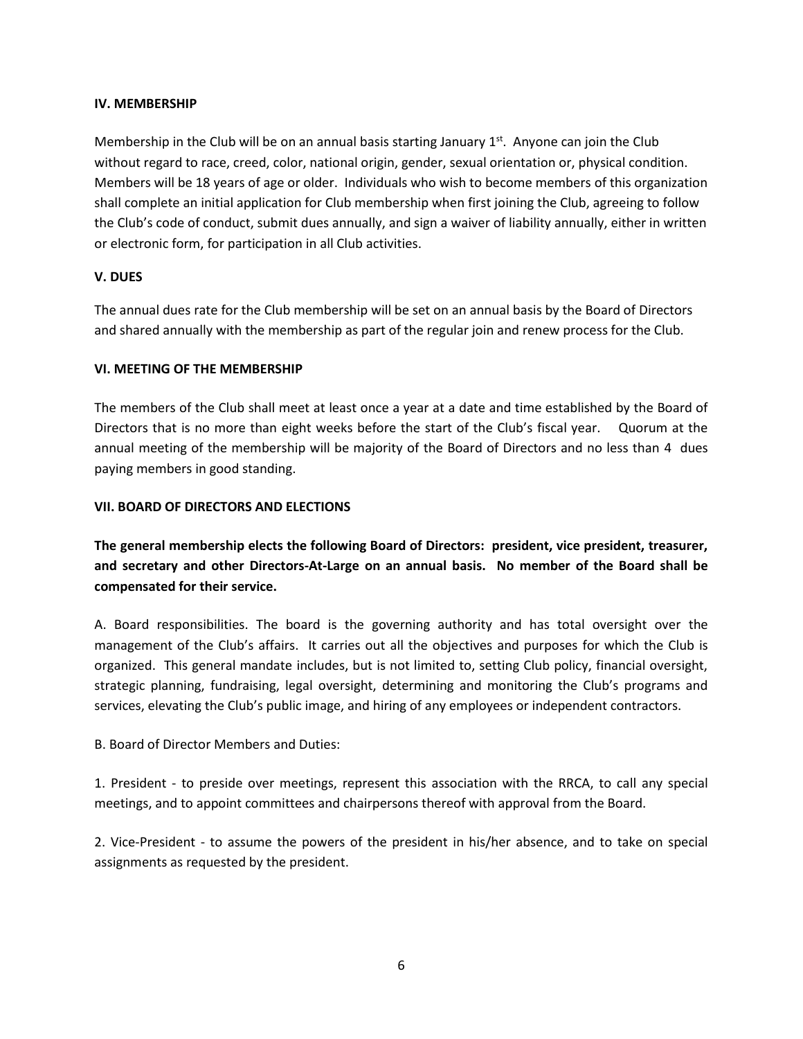### IV. MEMBERSHIP

Membership in the Club will be on an annual basis starting January 1st. Anyone can join the Club without regard to race, creed, color, national origin, gender, sexual orientation or, physical condition. Members will be 18 years of age or older. Individuals who wish to become members of this organization shall complete an initial application for Club membership when first joining the Club, agreeing to follow the Club's code of conduct, submit dues annually, and sign a waiver of liability annually, either in written or electronic form, for participation in all Club activities.

### V. DUES

The annual dues rate for the Club membership will be set on an annual basis by the Board of Directors and shared annually with the membership as part of the regular join and renew process for the Club.

### VI. MEETING OF THE MEMBERSHIP

The members of the Club shall meet at least once a year at a date and time established by the Board of Directors that is no more than eight weeks before the start of the Club's fiscal year. Quorum at the annual meeting of the membership will be majority of the Board of Directors and no less than 4 dues paying members in good standing.

### VII. BOARD OF DIRECTORS AND ELECTIONS

**The general membership elects the following Board of Directors: president, vice president, treasurer, and secretary and other Directors-At-Large on an annual basis. No member of the Board shall be compensated for their service.**

A. Board responsibilities. The board is the governing authority and has total oversight over the management of the Club's affairs. It carries out all the objectives and purposes for which the Club is organized. This general mandate includes, but is not limited to, setting Club policy, financial oversight, strategic planning, fundraising, legal oversight, determining and monitoring the Club's programs and services, elevating the Club's public image, and hiring of any employees or independent contractors.

B. Board of Director Members and Duties:

1. President - to preside over meetings, represent this association with the RRCA, to call any special meetings, and to appoint committees and chairpersons thereof with approval from the Board.

2. Vice-President - to assume the powers of the president in his/her absence, and to take on special assignments as requested by the president.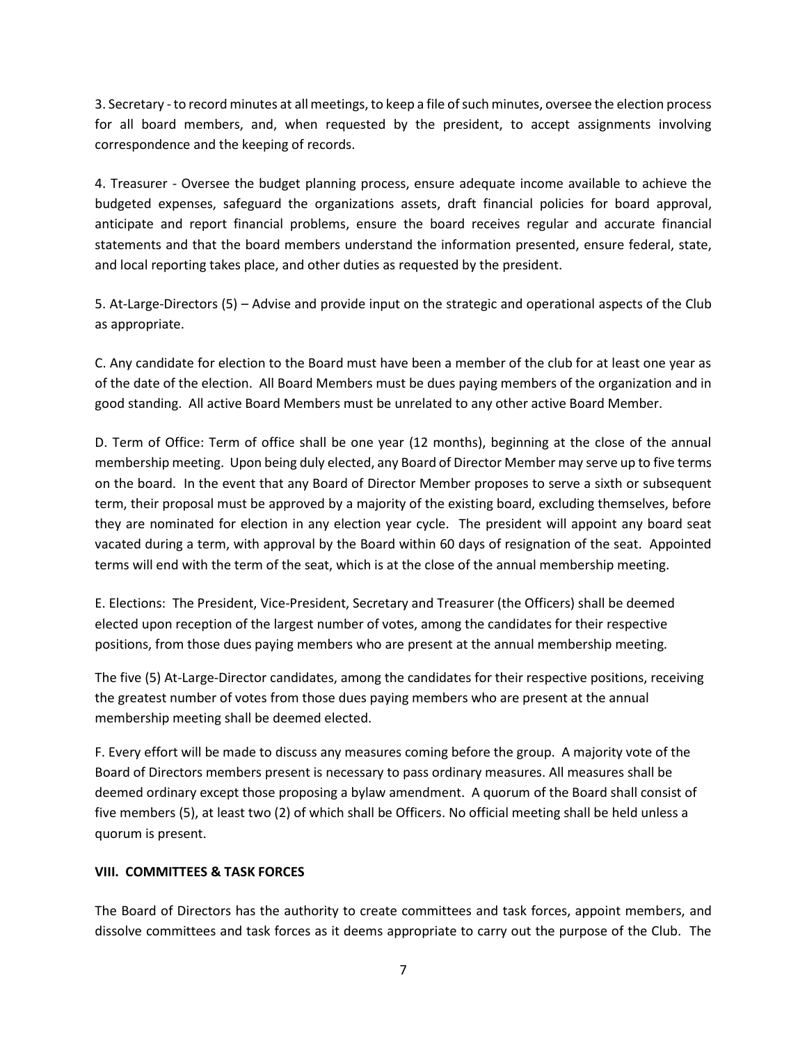3. Secretary - to record minutes at all meetings, to keep a file of such minutes, oversee the election process for all board members, and, when requested by the president, to accept assignments involving correspondence and the keeping of records.

4. Treasurer - Oversee the budget planning process, ensure adequate income available to achieve the budgeted expenses, safeguard the organizations assets, draft financial policies for board approval, anticipate and report financial problems, ensure the board receives regular and accurate financial statements and that the board members understand the information presented, ensure federal, state, and local reporting takes place, and other duties as requested by the president.

5. At-Large-Directors (5) – Advise and provide input on the strategic and operational aspects of the Club as appropriate.

C. Any candidate for election to the Board must have been a member of the club for at least one year as of the date of the election. All Board Members must be dues paying members of the organization and in good standing. All active Board Members must be unrelated to any other active Board Member.

D. Term of Office: Term of office shall be one year (12 months), beginning at the close of the annual membership meeting. Upon being duly elected, any Board of Director Member may serve up to five terms on the board. In the event that any Board of Director Member proposes to serve a sixth or subsequent term, their proposal must be approved by a majority of the existing board, excluding themselves, before they are nominated for election in any election year cycle. The president will appoint any board seat vacated during a term, with approval by the Board within 60 days of resignation of the seat. Appointed terms will end with the term of the seat, which is at the close of the annual membership meeting.

E. Elections: The President, Vice-President, Secretary and Treasurer (the Officers) shall be deemed elected upon reception of the largest number of votes, among the candidates for their respective positions, from those dues paying members who are present at the annual membership meeting.

The five (5) At-Large-Director candidates, among the candidates for their respective positions, receiving the greatest number of votes from those dues paying members who are present at the annual membership meeting shall be deemed elected.

F. Every effort will be made to discuss any measures coming before the group. A majority vote of the Board of Directors members present is necessary to pass ordinary measures. All measures shall be deemed ordinary except those proposing a bylaw amendment. A quorum of the Board shall consist of five members (5), at least two (2) of which shall be Officers. No official meeting shall be held unless a quorum is present.

## VIII. COMMITTEES & TASK FORCES

The Board of Directors has the authority to create committees and task forces, appoint members, and dissolve committees and task forces as it deems appropriate to carry out the purpose of the Club. The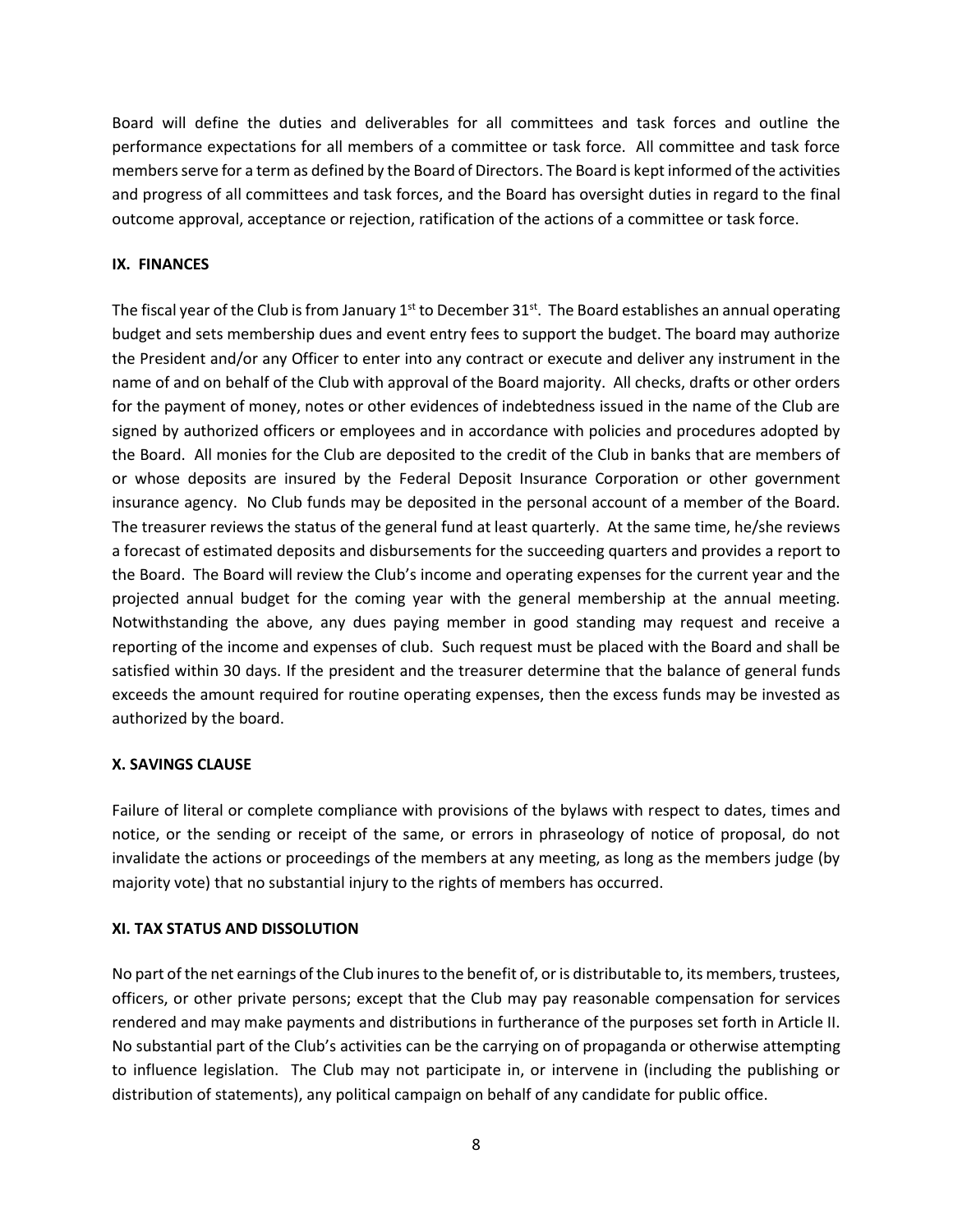Board will define the duties and deliverables for all committees and task forces and outline the performance expectations for all members of a committee or task force. All committee and task force members serve for a term as defined by the Board of Directors. The Board is kept informed of the activities and progress of all committees and task forces, and the Board has oversight duties in regard to the final outcome approval, acceptance or rejection, ratification of the actions of a committee or task force.

## IX. FINANCES

The fiscal year of the Club is from January 1st to December 31st. The Board establishes an annual operating budget and sets membership dues and event entry fees to support the budget. The board may authorize the President and/or any Officer to enter into any contract or execute and deliver any instrument in the name of and on behalf of the Club with approval of the Board majority. All checks, drafts or other orders for the payment of money, notes or other evidences of indebtedness issued in the name of the Club are signed by authorized officers or employees and in accordance with policies and procedures adopted by the Board. All monies for the Club are deposited to the credit of the Club in banks that are members of or whose deposits are insured by the Federal Deposit Insurance Corporation or other government insurance agency. No Club funds may be deposited in the personal account of a member of the Board. The treasurer reviews the status of the general fund at least quarterly. At the same time, he/she reviews a forecast of estimated deposits and disbursements for the succeeding quarters and provides a report to the Board. The Board will review the Club's income and operating expenses for the current year and the projected annual budget for the coming year with the general membership at the annual meeting. Notwithstanding the above, any dues paying member in good standing may request and receive a reporting of the income and expenses of club. Such request must be placed with the Board and shall be satisfied within 30 days. If the president and the treasurer determine that the balance of general funds exceeds the amount required for routine operating expenses, then the excess funds may be invested as authorized by the board.

## X. SAVINGS CLAUSE

Failure of literal or complete compliance with provisions of the bylaws with respect to dates, times and notice, or the sending or receipt of the same, or errors in phraseology of notice of proposal, do not invalidate the actions or proceedings of the members at any meeting, as long as the members judge (by majority vote) that no substantial injury to the rights of members has occurred.

## XI. TAX STATUS AND DISSOLUTION

No part of the net earnings of the Club inures to the benefit of, or is distributable to, its members, trustees, officers, or other private persons; except that the Club may pay reasonable compensation for services rendered and may make payments and distributions in furtherance of the purposes set forth in Article II. No substantial part of the Club's activities can be the carrying on of propaganda or otherwise attempting to influence legislation. The Club may not participate in, or intervene in (including the publishing or distribution of statements), any political campaign on behalf of any candidate for public office.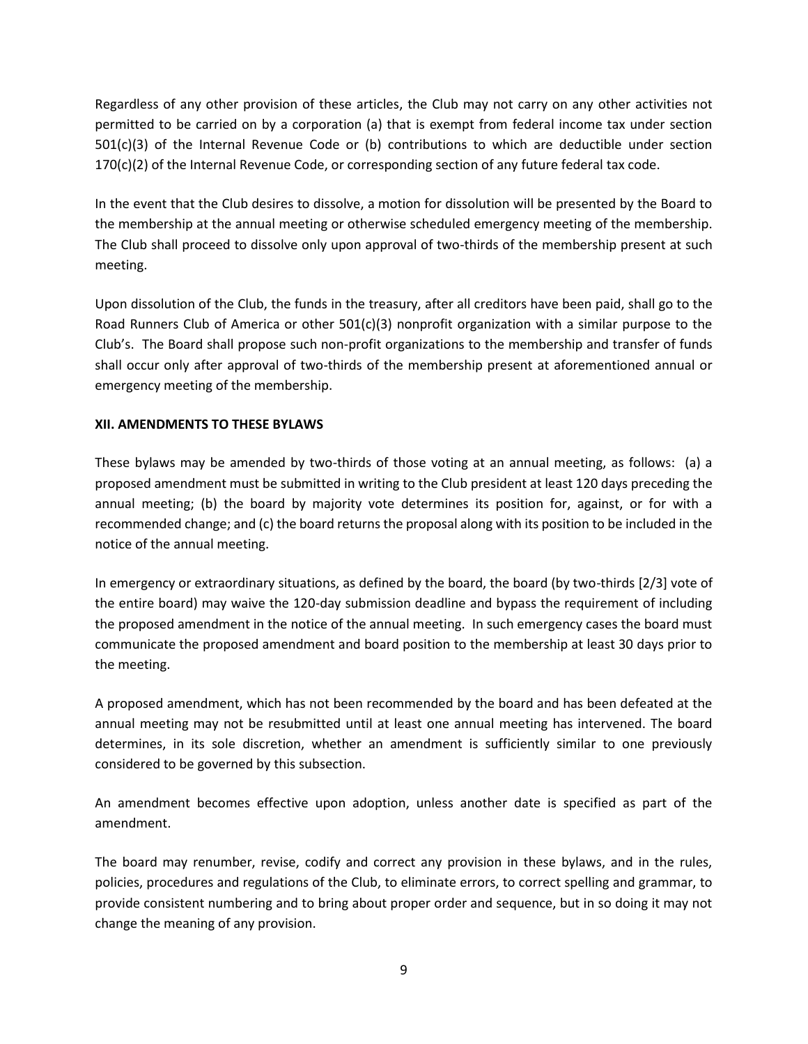Regardless of any other provision of these articles, the Club may not carry on any other activities not permitted to be carried on by a corporation (a) that is exempt from federal income tax under section 501(c)(3) of the Internal Revenue Code or (b) contributions to which are deductible under section 170(c)(2) of the Internal Revenue Code, or corresponding section of any future federal tax code.

In the event that the Club desires to dissolve, a motion for dissolution will be presented by the Board to the membership at the annual meeting or otherwise scheduled emergency meeting of the membership. The Club shall proceed to dissolve only upon approval of two-thirds of the membership present at such meeting.

Upon dissolution of the Club, the funds in the treasury, after all creditors have been paid, shall go to the Road Runners Club of America or other 501(c)(3) nonprofit organization with a similar purpose to the Club's. The Board shall propose such non-profit organizations to the membership and transfer of funds shall occur only after approval of two-thirds of the membership present at aforementioned annual or emergency meeting of the membership.

**XII. AMENDMENTS TO THESE BYLAWS**

These bylaws may be amended by two-thirds of those voting at an annual meeting, as follows: (a) a proposed amendment must be submitted in writing to the Club president at least 120 days preceding the annual meeting; (b) the board by majority vote determines its position for, against, or for with a recommended change; and (c) the board returns the proposal along with its position to be included in the notice of the annual meeting.

In emergency or extraordinary situations, as defined by the board, the board (by two-thirds [2/3] vote of the entire board) may waive the 120-day submission deadline and bypass the requirement of including the proposed amendment in the notice of the annual meeting. In such emergency cases the board must communicate the proposed amendment and board position to the membership at least 30 days prior to the meeting.

A proposed amendment, which has not been recommended by the board and has been defeated at the annual meeting may not be resubmitted until at least one annual meeting has intervened. The board determines, in its sole discretion, whether an amendment is sufficiently similar to one previously considered to be governed by this subsection.

An amendment becomes effective upon adoption, unless another date is specified as part of the amendment.

The board may renumber, revise, codify and correct any provision in these bylaws, and in the rules, policies, procedures and regulations of the Club, to eliminate errors, to correct spelling and grammar, to provide consistent numbering and to bring about proper order and sequence, but in so doing it may not change the meaning of any provision.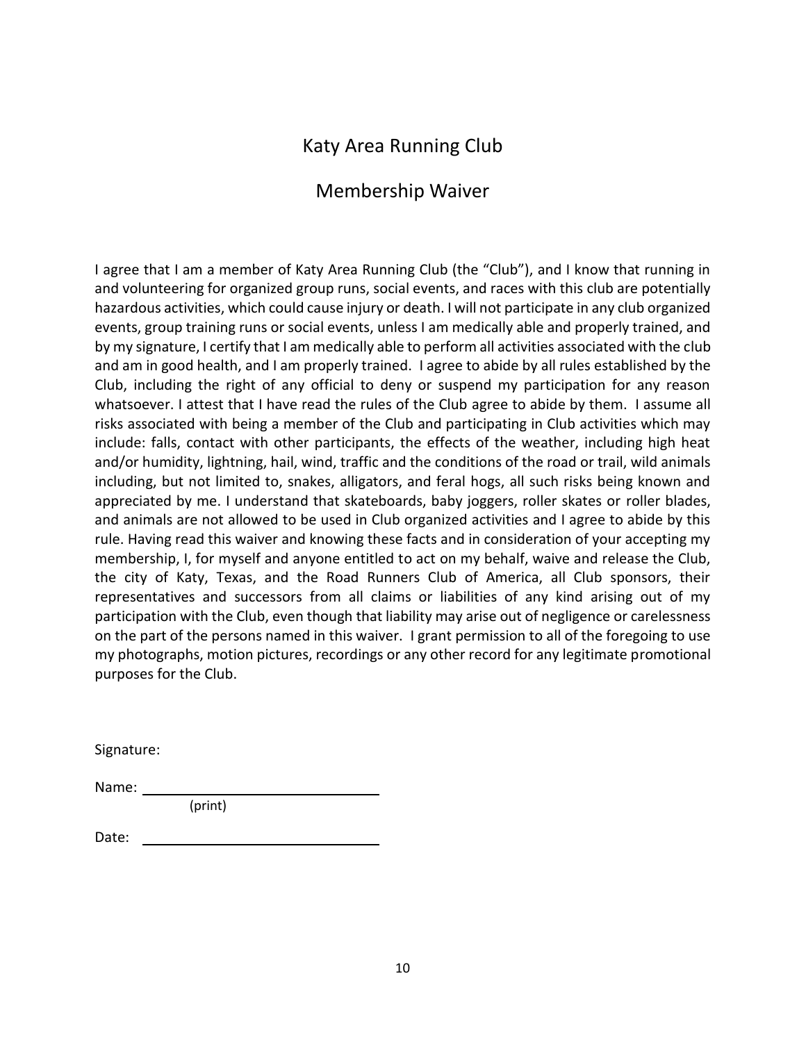# Katy Area Running Club

## Membership Waiver

I agree that I am a member of Katy Area Running Club (the "Club"), and I know that running in and volunteering for organized group runs, social events, and races with this club are potentially hazardous activities, which could cause injury or death. I will not participate in any club organized events, group training runs or social events, unless I am medically able and properly trained, and by my signature, I certify that I am medically able to perform all activities associated with the club and am in good health, and I am properly trained. I agree to abide by all rules established by the Club, including the right of any official to deny or suspend my participation for any reason whatsoever. I attest that I have read the rules of the Club agree to abide by them. I assume all risks associated with being a member of the Club and participating in Club activities which may include: falls, contact with other participants, the effects of the weather, including high heat and/or humidity, lightning, hail, wind, traffic and the conditions of the road or trail, wild animals including, but not limited to, snakes, alligators, and feral hogs, all such risks being known and appreciated by me. I understand that skateboards, baby joggers, roller skates or roller blades, and animals are not allowed to be used in Club organized activities and I agree to abide by this rule. Having read this waiver and knowing these facts and in consideration of your accepting my membership, I, for myself and anyone entitled to act on my behalf, waive and release the Club, the city of Katy, Texas, and the Road Runners Club of America, all Club sponsors, their representatives and successors from all claims or liabilities of any kind arising out of my participation with the Club, even though that liability may arise out of negligence or carelessness on the part of the persons named in this waiver. I grant permission to all of the foregoing to use my photographs, motion pictures, recordings or any other record for any legitimate promotional purposes for the Club.

Signature:

Name: ______________________________
(print)

Date: ______________________________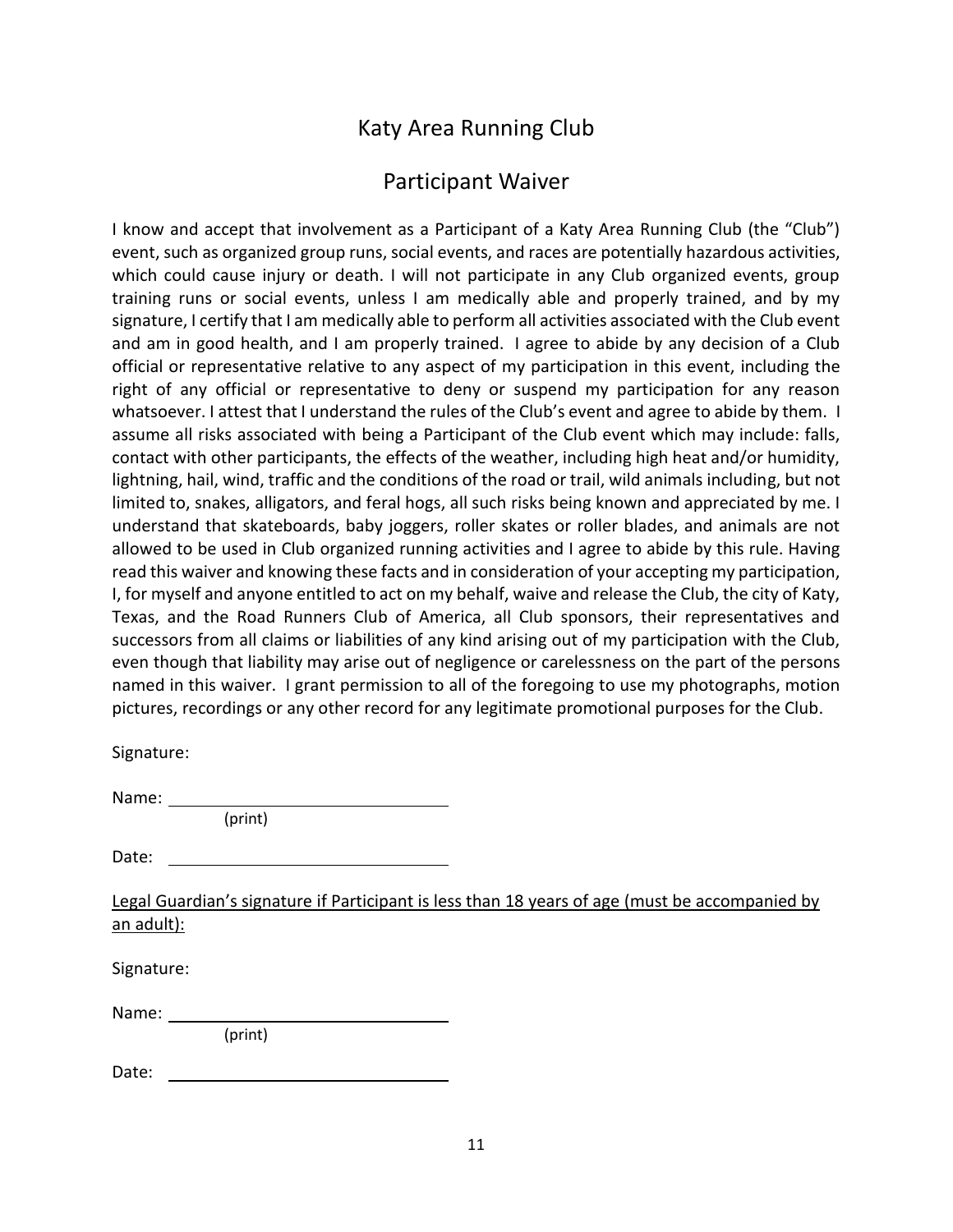# Katy Area Running Club

## Participant Waiver

I know and accept that involvement as a Participant of a Katy Area Running Club (the "Club") event, such as organized group runs, social events, and races are potentially hazardous activities, which could cause injury or death. I will not participate in any Club organized events, group training runs or social events, unless I am medically able and properly trained, and by my signature, I certify that I am medically able to perform all activities associated with the Club event and am in good health, and I am properly trained. I agree to abide by any decision of a Club official or representative relative to any aspect of my participation in this event, including the right of any official or representative to deny or suspend my participation for any reason whatsoever. I attest that I understand the rules of the Club's event and agree to abide by them. I assume all risks associated with being a Participant of the Club event which may include: falls, contact with other participants, the effects of the weather, including high heat and/or humidity, lightning, hail, wind, traffic and the conditions of the road or trail, wild animals including, but not limited to, snakes, alligators, and feral hogs, all such risks being known and appreciated by me. I understand that skateboards, baby joggers, roller skates or roller blades, and animals are not allowed to be used in Club organized running activities and I agree to abide by this rule. Having read this waiver and knowing these facts and in consideration of your accepting my participation, I, for myself and anyone entitled to act on my behalf, waive and release the Club, the city of Katy, Texas, and the Road Runners Club of America, all Club sponsors, their representatives and successors from all claims or liabilities of any kind arising out of my participation with the Club, even though that liability may arise out of negligence or carelessness on the part of the persons named in this waiver. I grant permission to all of the foregoing to use my photographs, motion pictures, recordings or any other record for any legitimate promotional purposes for the Club.

Signature:

Name: ______________________________
(print)

Date: ______________________________

<u>Legal Guardian's signature if Participant is less than 18 years of age (must be accompanied by an adult):</u>

Signature:

Name: ______________________________
(print)

Date: ______________________________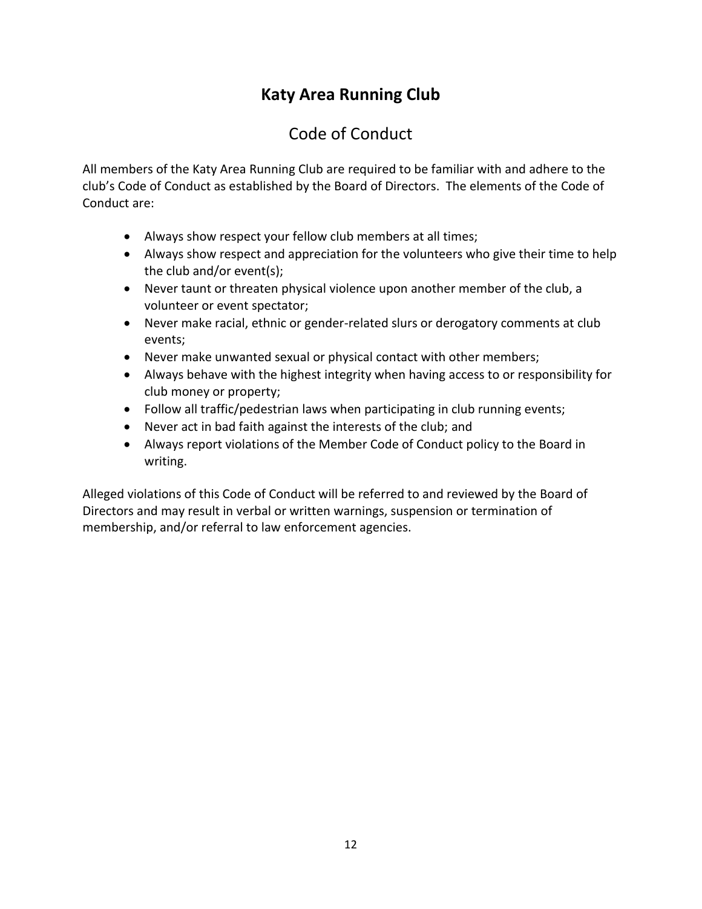# Katy Area Running Club

## Code of Conduct

All members of the Katy Area Running Club are required to be familiar with and adhere to the club's Code of Conduct as established by the Board of Directors. The elements of the Code of Conduct are:

- Always show respect your fellow club members at all times;
- Always show respect and appreciation for the volunteers who give their time to help the club and/or event(s);
- Never taunt or threaten physical violence upon another member of the club, a volunteer or event spectator;
- Never make racial, ethnic or gender-related slurs or derogatory comments at club events;
- Never make unwanted sexual or physical contact with other members;
- Always behave with the highest integrity when having access to or responsibility for club money or property;
- Follow all traffic/pedestrian laws when participating in club running events;
- Never act in bad faith against the interests of the club; and
- Always report violations of the Member Code of Conduct policy to the Board in writing.

Alleged violations of this Code of Conduct will be referred to and reviewed by the Board of Directors and may result in verbal or written warnings, suspension or termination of membership, and/or referral to law enforcement agencies.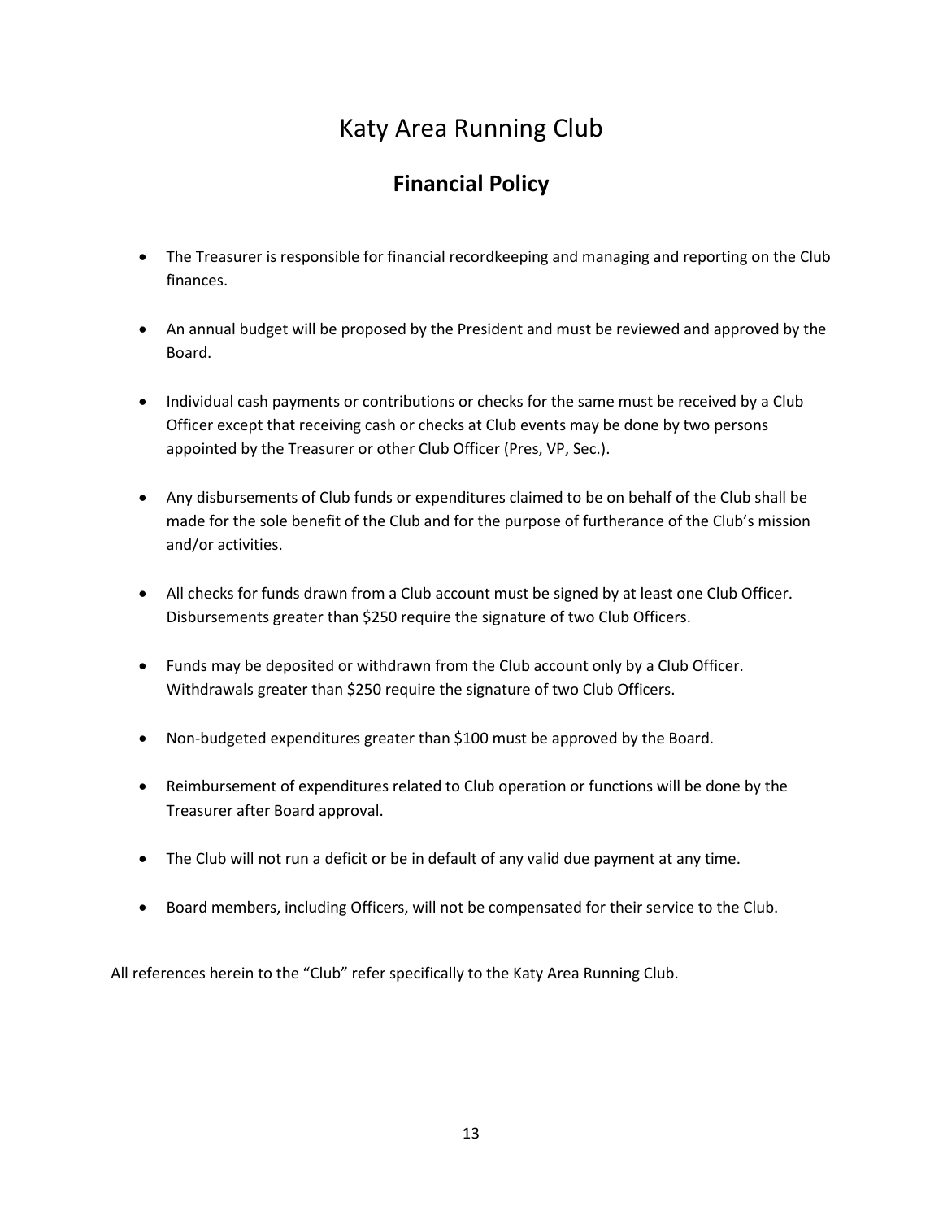# Katy Area Running Club

## Financial Policy

- The Treasurer is responsible for financial recordkeeping and managing and reporting on the Club finances.

- An annual budget will be proposed by the President and must be reviewed and approved by the Board.

- Individual cash payments or contributions or checks for the same must be received by a Club Officer except that receiving cash or checks at Club events may be done by two persons appointed by the Treasurer or other Club Officer (Pres, VP, Sec.).

- Any disbursements of Club funds or expenditures claimed to be on behalf of the Club shall be made for the sole benefit of the Club and for the purpose of furtherance of the Club's mission and/or activities.

- All checks for funds drawn from a Club account must be signed by at least one Club Officer. Disbursements greater than $250 require the signature of two Club Officers.

- Funds may be deposited or withdrawn from the Club account only by a Club Officer. Withdrawals greater than $250 require the signature of two Club Officers.

- Non-budgeted expenditures greater than $100 must be approved by the Board.

- Reimbursement of expenditures related to Club operation or functions will be done by the Treasurer after Board approval.

- The Club will not run a deficit or be in default of any valid due payment at any time.

- Board members, including Officers, will not be compensated for their service to the Club.

All references herein to the "Club" refer specifically to the Katy Area Running Club.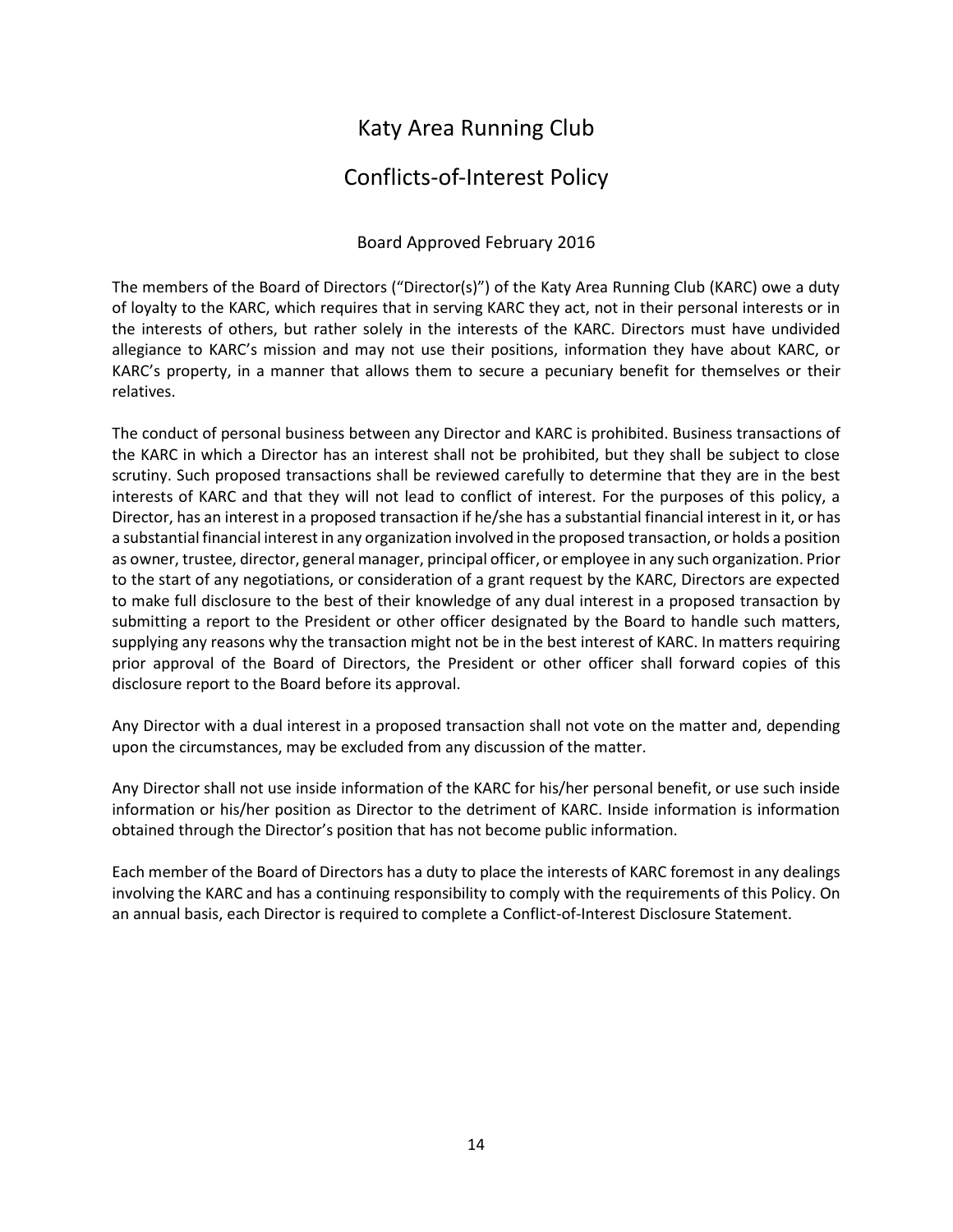# Katy Area Running Club

## Conflicts-of-Interest Policy

Board Approved February 2016

The members of the Board of Directors ("Director(s)") of the Katy Area Running Club (KARC) owe a duty of loyalty to the KARC, which requires that in serving KARC they act, not in their personal interests or in the interests of others, but rather solely in the interests of the KARC. Directors must have undivided allegiance to KARC's mission and may not use their positions, information they have about KARC, or KARC's property, in a manner that allows them to secure a pecuniary benefit for themselves or their relatives.

The conduct of personal business between any Director and KARC is prohibited. Business transactions of the KARC in which a Director has an interest shall not be prohibited, but they shall be subject to close scrutiny. Such proposed transactions shall be reviewed carefully to determine that they are in the best interests of KARC and that they will not lead to conflict of interest. For the purposes of this policy, a Director, has an interest in a proposed transaction if he/she has a substantial financial interest in it, or has a substantial financial interest in any organization involved in the proposed transaction, or holds a position as owner, trustee, director, general manager, principal officer, or employee in any such organization. Prior to the start of any negotiations, or consideration of a grant request by the KARC, Directors are expected to make full disclosure to the best of their knowledge of any dual interest in a proposed transaction by submitting a report to the President or other officer designated by the Board to handle such matters, supplying any reasons why the transaction might not be in the best interest of KARC. In matters requiring prior approval of the Board of Directors, the President or other officer shall forward copies of this disclosure report to the Board before its approval.

Any Director with a dual interest in a proposed transaction shall not vote on the matter and, depending upon the circumstances, may be excluded from any discussion of the matter.

Any Director shall not use inside information of the KARC for his/her personal benefit, or use such inside information or his/her position as Director to the detriment of KARC. Inside information is information obtained through the Director's position that has not become public information.

Each member of the Board of Directors has a duty to place the interests of KARC foremost in any dealings involving the KARC and has a continuing responsibility to comply with the requirements of this Policy. On an annual basis, each Director is required to complete a Conflict-of-Interest Disclosure Statement.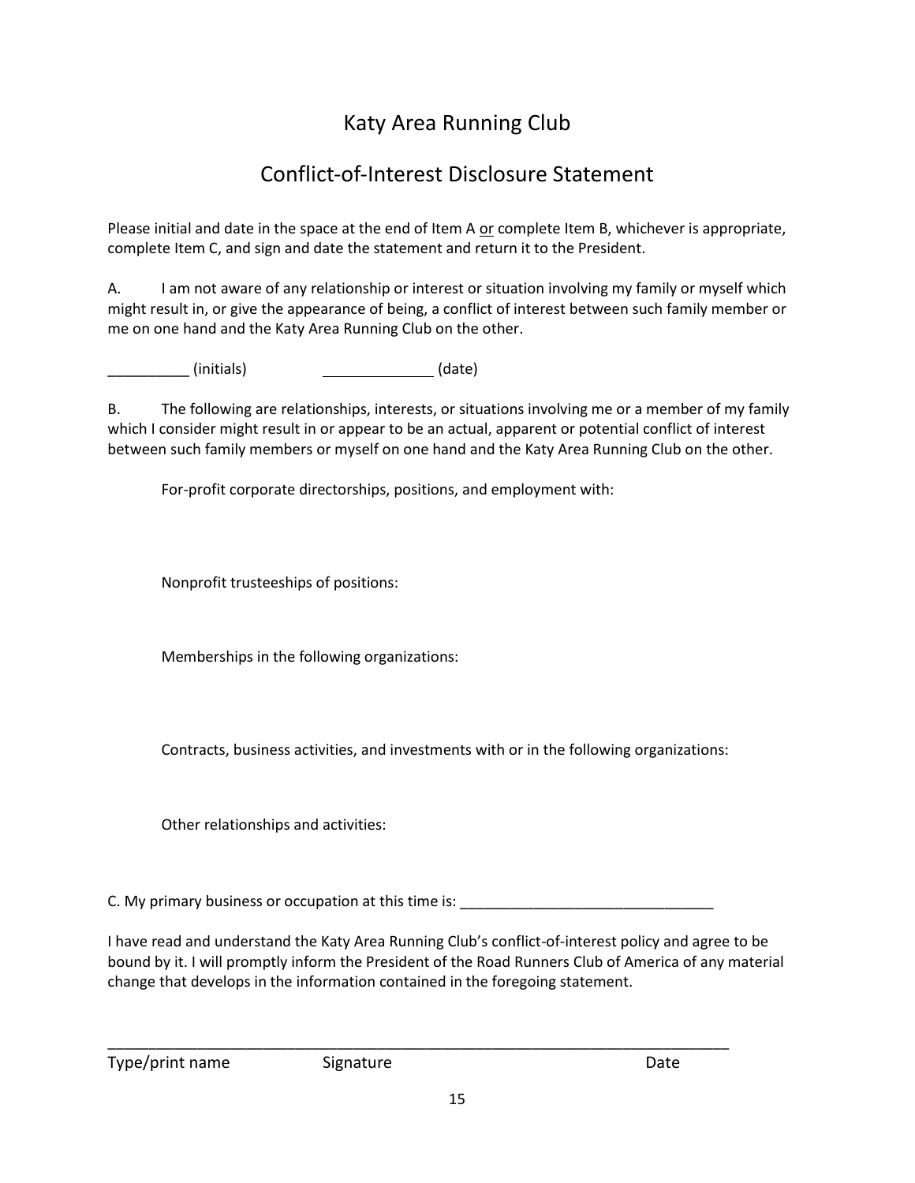# Katy Area Running Club

## Conflict-of-Interest Disclosure Statement

Please initial and date in the space at the end of Item A <u>or</u> complete Item B, whichever is appropriate, complete Item C, and sign and date the statement and return it to the President.

A. I am not aware of any relationship or interest or situation involving my family or myself which might result in, or give the appearance of being, a conflict of interest between such family member or me on one hand and the Katy Area Running Club on the other.

__________ (initials) _____________ (date)

B. The following are relationships, interests, or situations involving me or a member of my family which I consider might result in or appear to be an actual, apparent or potential conflict of interest between such family members or myself on one hand and the Katy Area Running Club on the other.

For-profit corporate directorships, positions, and employment with:

Nonprofit trusteeships of positions:

Memberships in the following organizations:

Contracts, business activities, and investments with or in the following organizations:

Other relationships and activities:

C. My primary business or occupation at this time is: _______________________________

I have read and understand the Katy Area Running Club's conflict-of-interest policy and agree to be bound by it. I will promptly inform the President of the Road Runners Club of America of any material change that develops in the information contained in the foregoing statement.

_______________________________________________________________________

Type/print name Signature Date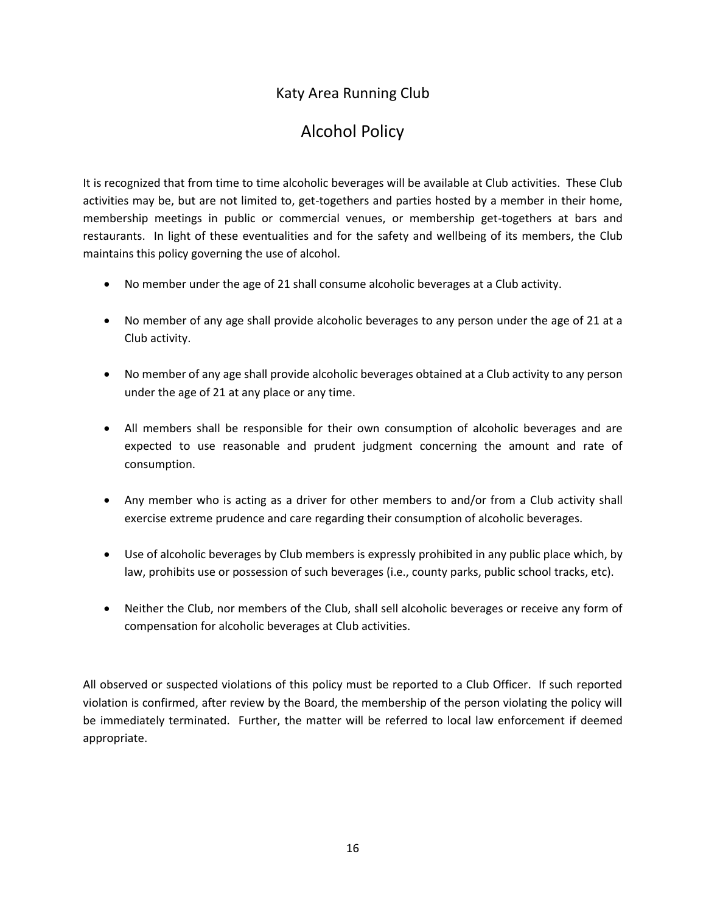## Katy Area Running Club

# Alcohol Policy

It is recognized that from time to time alcoholic beverages will be available at Club activities. These Club activities may be, but are not limited to, get-togethers and parties hosted by a member in their home, membership meetings in public or commercial venues, or membership get-togethers at bars and restaurants. In light of these eventualities and for the safety and wellbeing of its members, the Club maintains this policy governing the use of alcohol.

- No member under the age of 21 shall consume alcoholic beverages at a Club activity.
- No member of any age shall provide alcoholic beverages to any person under the age of 21 at a Club activity.
- No member of any age shall provide alcoholic beverages obtained at a Club activity to any person under the age of 21 at any place or any time.
- All members shall be responsible for their own consumption of alcoholic beverages and are expected to use reasonable and prudent judgment concerning the amount and rate of consumption.
- Any member who is acting as a driver for other members to and/or from a Club activity shall exercise extreme prudence and care regarding their consumption of alcoholic beverages.
- Use of alcoholic beverages by Club members is expressly prohibited in any public place which, by law, prohibits use or possession of such beverages (i.e., county parks, public school tracks, etc).
- Neither the Club, nor members of the Club, shall sell alcoholic beverages or receive any form of compensation for alcoholic beverages at Club activities.

All observed or suspected violations of this policy must be reported to a Club Officer. If such reported violation is confirmed, after review by the Board, the membership of the person violating the policy will be immediately terminated. Further, the matter will be referred to local law enforcement if deemed appropriate.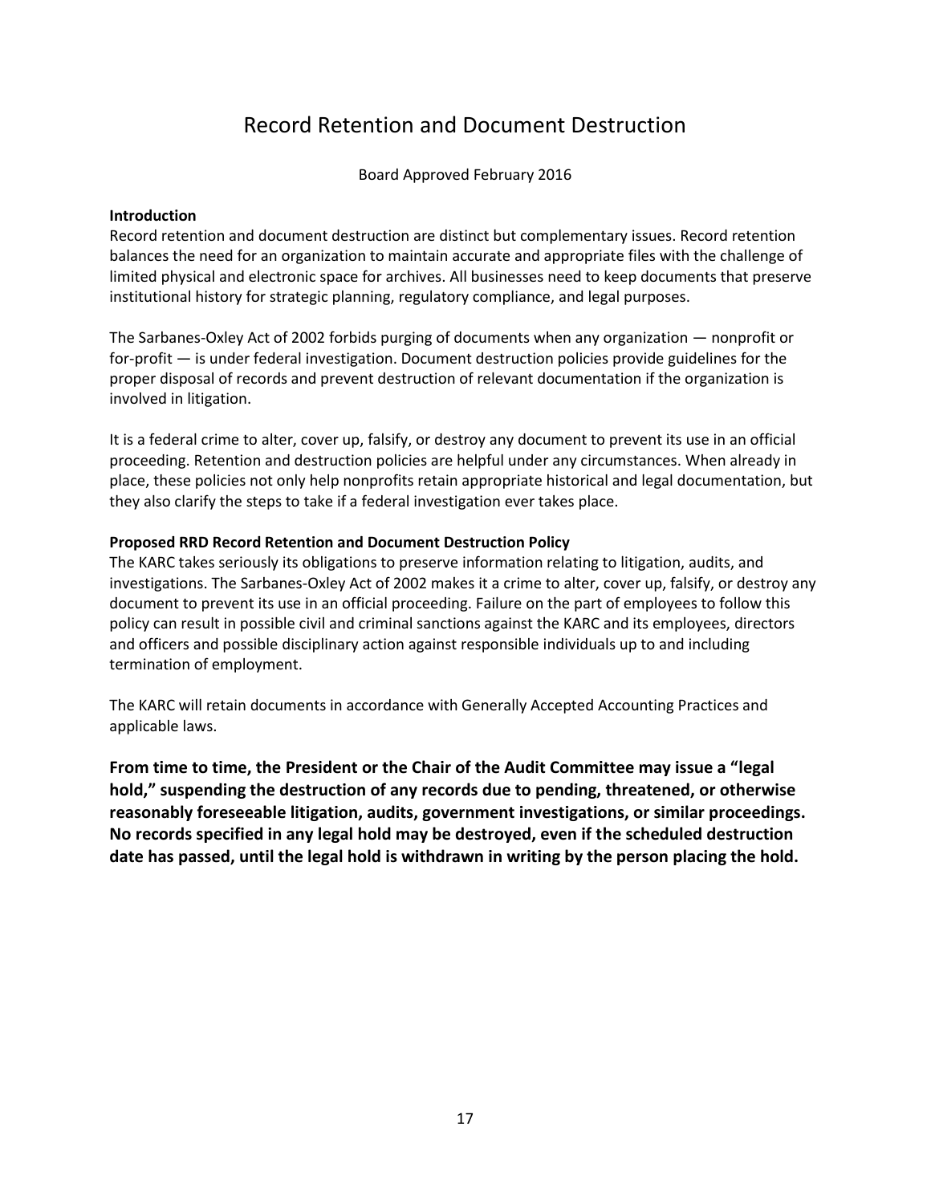# Record Retention and Document Destruction

Board Approved February 2016

**Introduction**

Record retention and document destruction are distinct but complementary issues. Record retention balances the need for an organization to maintain accurate and appropriate files with the challenge of limited physical and electronic space for archives. All businesses need to keep documents that preserve institutional history for strategic planning, regulatory compliance, and legal purposes.

The Sarbanes-Oxley Act of 2002 forbids purging of documents when any organization — nonprofit or for-profit — is under federal investigation. Document destruction policies provide guidelines for the proper disposal of records and prevent destruction of relevant documentation if the organization is involved in litigation.

It is a federal crime to alter, cover up, falsify, or destroy any document to prevent its use in an official proceeding. Retention and destruction policies are helpful under any circumstances. When already in place, these policies not only help nonprofits retain appropriate historical and legal documentation, but they also clarify the steps to take if a federal investigation ever takes place.

**Proposed RRD Record Retention and Document Destruction Policy**

The KARC takes seriously its obligations to preserve information relating to litigation, audits, and investigations. The Sarbanes-Oxley Act of 2002 makes it a crime to alter, cover up, falsify, or destroy any document to prevent its use in an official proceeding. Failure on the part of employees to follow this policy can result in possible civil and criminal sanctions against the KARC and its employees, directors and officers and possible disciplinary action against responsible individuals up to and including termination of employment.

The KARC will retain documents in accordance with Generally Accepted Accounting Practices and applicable laws.

**From time to time, the President or the Chair of the Audit Committee may issue a "legal hold," suspending the destruction of any records due to pending, threatened, or otherwise reasonably foreseeable litigation, audits, government investigations, or similar proceedings. No records specified in any legal hold may be destroyed, even if the scheduled destruction date has passed, until the legal hold is withdrawn in writing by the person placing the hold.**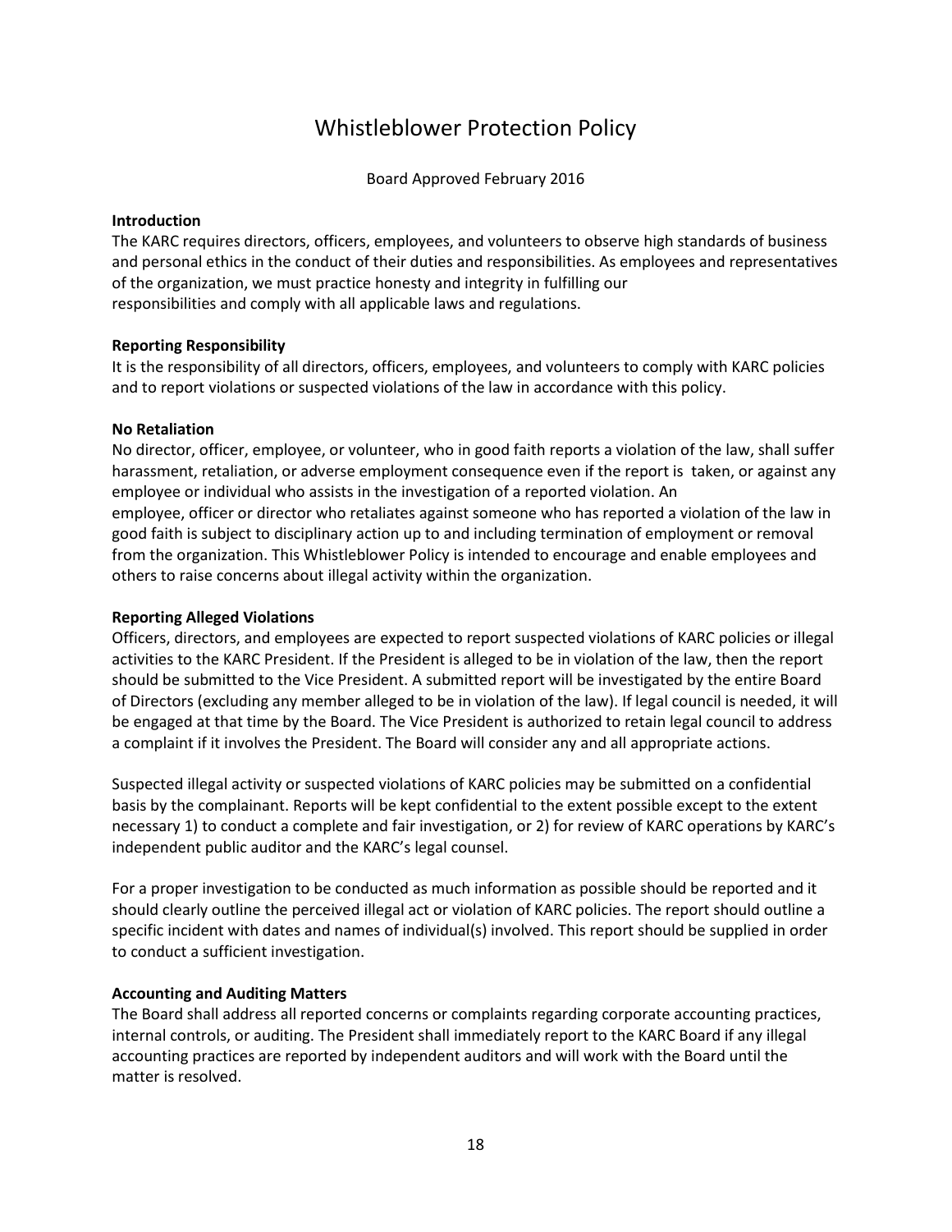# Whistleblower Protection Policy

Board Approved February 2016

**Introduction**

The KARC requires directors, officers, employees, and volunteers to observe high standards of business and personal ethics in the conduct of their duties and responsibilities. As employees and representatives of the organization, we must practice honesty and integrity in fulfilling our responsibilities and comply with all applicable laws and regulations.

**Reporting Responsibility**

It is the responsibility of all directors, officers, employees, and volunteers to comply with KARC policies and to report violations or suspected violations of the law in accordance with this policy.

**No Retaliation**

No director, officer, employee, or volunteer, who in good faith reports a violation of the law, shall suffer harassment, retaliation, or adverse employment consequence even if the report is taken, or against any employee or individual who assists in the investigation of a reported violation. An employee, officer or director who retaliates against someone who has reported a violation of the law in good faith is subject to disciplinary action up to and including termination of employment or removal from the organization. This Whistleblower Policy is intended to encourage and enable employees and others to raise concerns about illegal activity within the organization.

**Reporting Alleged Violations**

Officers, directors, and employees are expected to report suspected violations of KARC policies or illegal activities to the KARC President. If the President is alleged to be in violation of the law, then the report should be submitted to the Vice President. A submitted report will be investigated by the entire Board of Directors (excluding any member alleged to be in violation of the law). If legal council is needed, it will be engaged at that time by the Board. The Vice President is authorized to retain legal council to address a complaint if it involves the President. The Board will consider any and all appropriate actions.

Suspected illegal activity or suspected violations of KARC policies may be submitted on a confidential basis by the complainant. Reports will be kept confidential to the extent possible except to the extent necessary 1) to conduct a complete and fair investigation, or 2) for review of KARC operations by KARC's independent public auditor and the KARC's legal counsel.

For a proper investigation to be conducted as much information as possible should be reported and it should clearly outline the perceived illegal act or violation of KARC policies. The report should outline a specific incident with dates and names of individual(s) involved. This report should be supplied in order to conduct a sufficient investigation.

**Accounting and Auditing Matters**

The Board shall address all reported concerns or complaints regarding corporate accounting practices, internal controls, or auditing. The President shall immediately report to the KARC Board if any illegal accounting practices are reported by independent auditors and will work with the Board until the matter is resolved.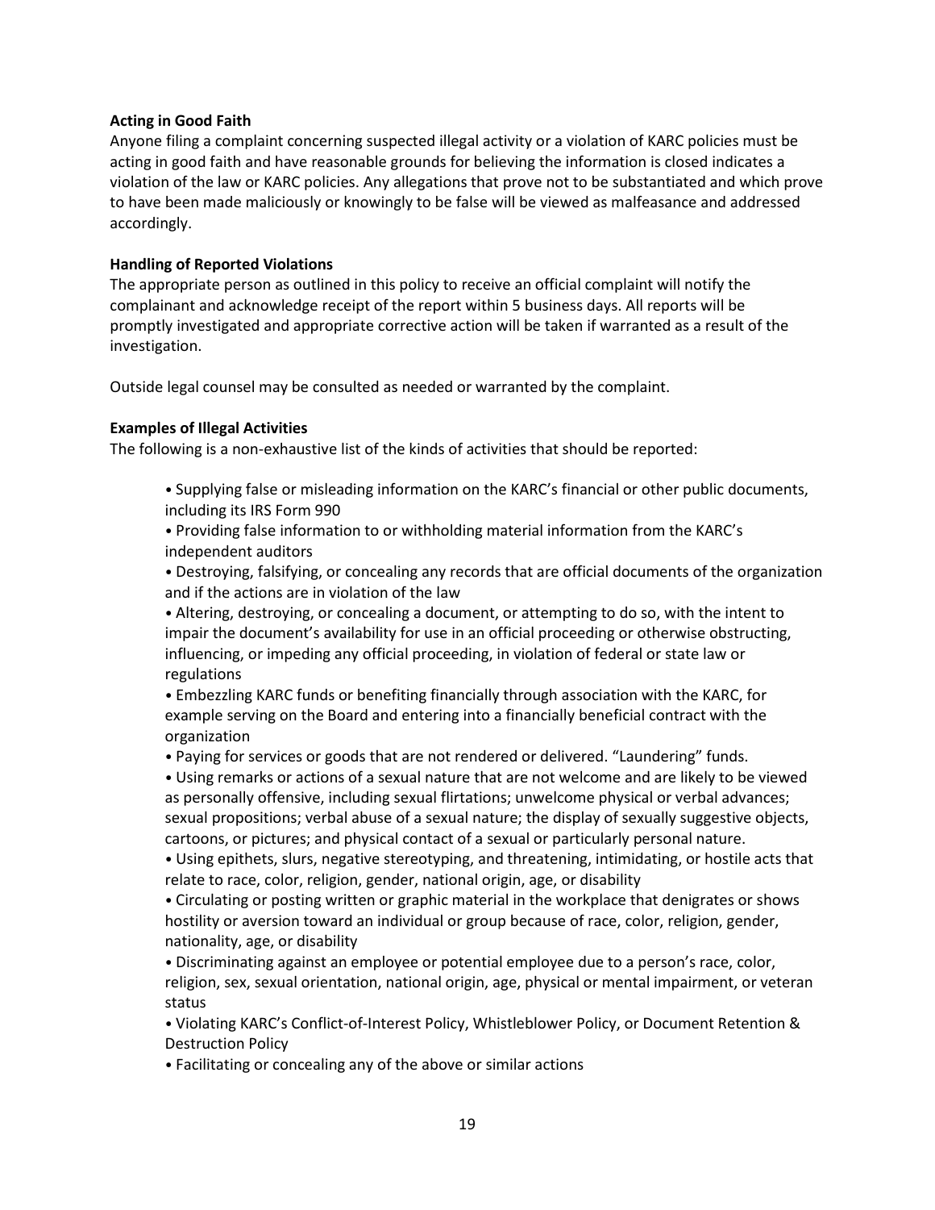**Acting in Good Faith**

Anyone filing a complaint concerning suspected illegal activity or a violation of KARC policies must be acting in good faith and have reasonable grounds for believing the information is closed indicates a violation of the law or KARC policies. Any allegations that prove not to be substantiated and which prove to have been made maliciously or knowingly to be false will be viewed as malfeasance and addressed accordingly.

**Handling of Reported Violations**

The appropriate person as outlined in this policy to receive an official complaint will notify the complainant and acknowledge receipt of the report within 5 business days. All reports will be promptly investigated and appropriate corrective action will be taken if warranted as a result of the investigation.

Outside legal counsel may be consulted as needed or warranted by the complaint.

**Examples of Illegal Activities**

The following is a non-exhaustive list of the kinds of activities that should be reported:

- Supplying false or misleading information on the KARC's financial or other public documents, including its IRS Form 990
- Providing false information to or withholding material information from the KARC's independent auditors
- Destroying, falsifying, or concealing any records that are official documents of the organization and if the actions are in violation of the law
- Altering, destroying, or concealing a document, or attempting to do so, with the intent to impair the document's availability for use in an official proceeding or otherwise obstructing, influencing, or impeding any official proceeding, in violation of federal or state law or regulations
- Embezzling KARC funds or benefiting financially through association with the KARC, for example serving on the Board and entering into a financially beneficial contract with the organization
- Paying for services or goods that are not rendered or delivered. "Laundering" funds.
- Using remarks or actions of a sexual nature that are not welcome and are likely to be viewed as personally offensive, including sexual flirtations; unwelcome physical or verbal advances; sexual propositions; verbal abuse of a sexual nature; the display of sexually suggestive objects, cartoons, or pictures; and physical contact of a sexual or particularly personal nature.
- Using epithets, slurs, negative stereotyping, and threatening, intimidating, or hostile acts that relate to race, color, religion, gender, national origin, age, or disability
- Circulating or posting written or graphic material in the workplace that denigrates or shows hostility or aversion toward an individual or group because of race, color, religion, gender, nationality, age, or disability
- Discriminating against an employee or potential employee due to a person's race, color, religion, sex, sexual orientation, national origin, age, physical or mental impairment, or veteran status
- Violating KARC's Conflict-of-Interest Policy, Whistleblower Policy, or Document Retention & Destruction Policy
- Facilitating or concealing any of the above or similar actions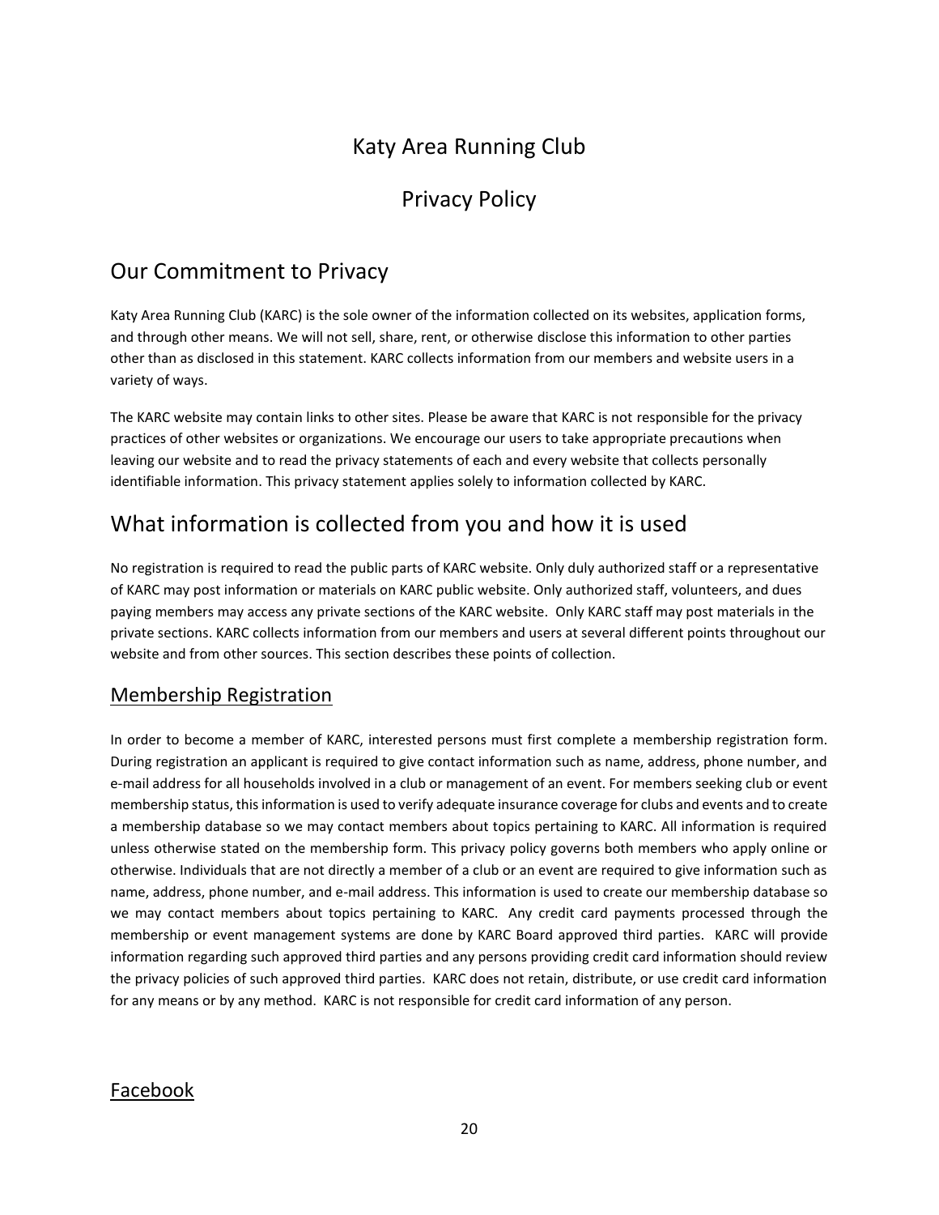# Katy Area Running Club

# Privacy Policy

## Our Commitment to Privacy

Katy Area Running Club (KARC) is the sole owner of the information collected on its websites, application forms, and through other means. We will not sell, share, rent, or otherwise disclose this information to other parties other than as disclosed in this statement. KARC collects information from our members and website users in a variety of ways.

The KARC website may contain links to other sites. Please be aware that KARC is not responsible for the privacy practices of other websites or organizations. We encourage our users to take appropriate precautions when leaving our website and to read the privacy statements of each and every website that collects personally identifiable information. This privacy statement applies solely to information collected by KARC.

## What information is collected from you and how it is used

No registration is required to read the public parts of KARC website. Only duly authorized staff or a representative of KARC may post information or materials on KARC public website. Only authorized staff, volunteers, and dues paying members may access any private sections of the KARC website. Only KARC staff may post materials in the private sections. KARC collects information from our members and users at several different points throughout our website and from other sources. This section describes these points of collection.

### Membership Registration

In order to become a member of KARC, interested persons must first complete a membership registration form. During registration an applicant is required to give contact information such as name, address, phone number, and e-mail address for all households involved in a club or management of an event. For members seeking club or event membership status, this information is used to verify adequate insurance coverage for clubs and events and to create a membership database so we may contact members about topics pertaining to KARC. All information is required unless otherwise stated on the membership form. This privacy policy governs both members who apply online or otherwise. Individuals that are not directly a member of a club or an event are required to give information such as name, address, phone number, and e-mail address. This information is used to create our membership database so we may contact members about topics pertaining to KARC. Any credit card payments processed through the membership or event management systems are done by KARC Board approved third parties. KARC will provide information regarding such approved third parties and any persons providing credit card information should review the privacy policies of such approved third parties. KARC does not retain, distribute, or use credit card information for any means or by any method. KARC is not responsible for credit card information of any person.

### Facebook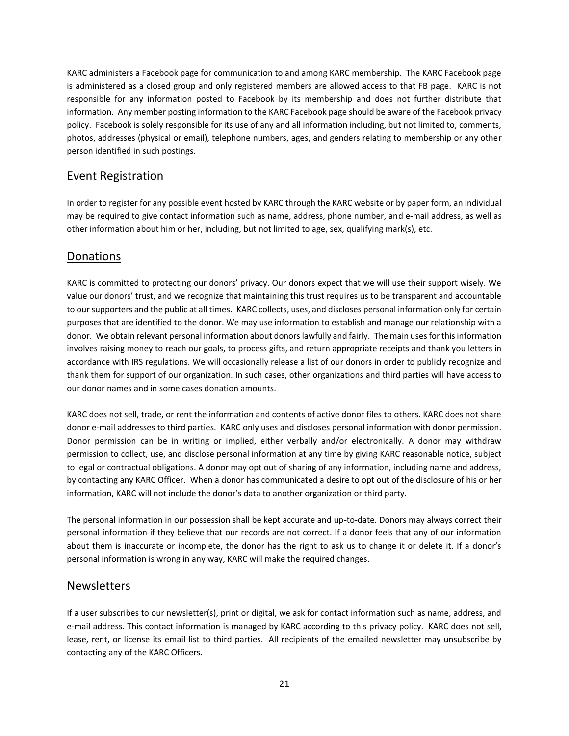KARC administers a Facebook page for communication to and among KARC membership. The KARC Facebook page is administered as a closed group and only registered members are allowed access to that FB page. KARC is not responsible for any information posted to Facebook by its membership and does not further distribute that information. Any member posting information to the KARC Facebook page should be aware of the Facebook privacy policy. Facebook is solely responsible for its use of any and all information including, but not limited to, comments, photos, addresses (physical or email), telephone numbers, ages, and genders relating to membership or any other person identified in such postings.

## Event Registration

In order to register for any possible event hosted by KARC through the KARC website or by paper form, an individual may be required to give contact information such as name, address, phone number, and e-mail address, as well as other information about him or her, including, but not limited to age, sex, qualifying mark(s), etc.

## Donations

KARC is committed to protecting our donors' privacy. Our donors expect that we will use their support wisely. We value our donors' trust, and we recognize that maintaining this trust requires us to be transparent and accountable to our supporters and the public at all times. KARC collects, uses, and discloses personal information only for certain purposes that are identified to the donor. We may use information to establish and manage our relationship with a donor. We obtain relevant personal information about donors lawfully and fairly. The main uses for this information involves raising money to reach our goals, to process gifts, and return appropriate receipts and thank you letters in accordance with IRS regulations. We will occasionally release a list of our donors in order to publicly recognize and thank them for support of our organization. In such cases, other organizations and third parties will have access to our donor names and in some cases donation amounts.

KARC does not sell, trade, or rent the information and contents of active donor files to others. KARC does not share donor e-mail addresses to third parties. KARC only uses and discloses personal information with donor permission. Donor permission can be in writing or implied, either verbally and/or electronically. A donor may withdraw permission to collect, use, and disclose personal information at any time by giving KARC reasonable notice, subject to legal or contractual obligations. A donor may opt out of sharing of any information, including name and address, by contacting any KARC Officer. When a donor has communicated a desire to opt out of the disclosure of his or her information, KARC will not include the donor's data to another organization or third party.

The personal information in our possession shall be kept accurate and up-to-date. Donors may always correct their personal information if they believe that our records are not correct. If a donor feels that any of our information about them is inaccurate or incomplete, the donor has the right to ask us to change it or delete it. If a donor's personal information is wrong in any way, KARC will make the required changes.

## Newsletters

If a user subscribes to our newsletter(s), print or digital, we ask for contact information such as name, address, and e-mail address. This contact information is managed by KARC according to this privacy policy. KARC does not sell, lease, rent, or license its email list to third parties. All recipients of the emailed newsletter may unsubscribe by contacting any of the KARC Officers.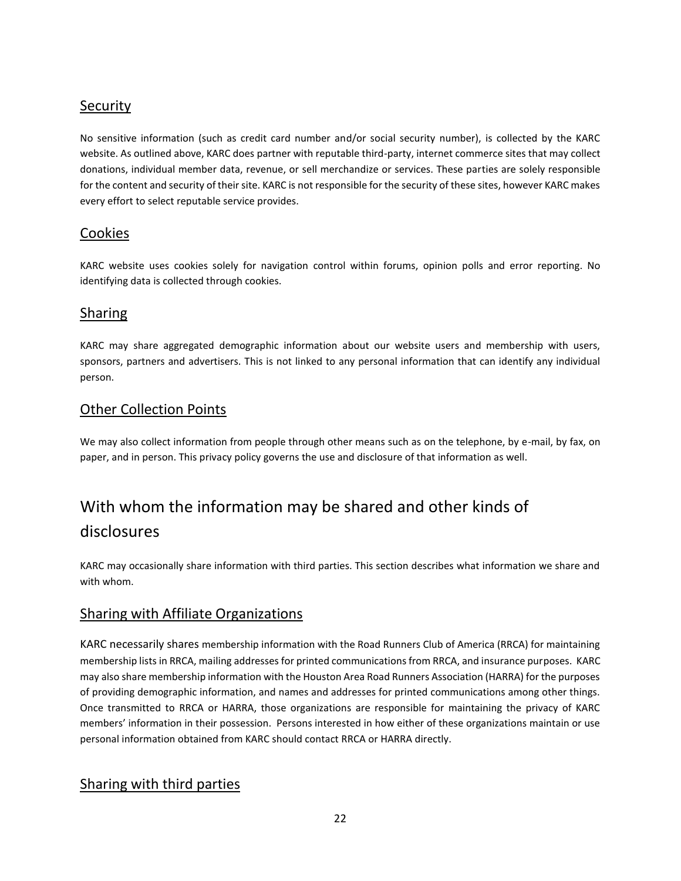## Security

No sensitive information (such as credit card number and/or social security number), is collected by the KARC website. As outlined above, KARC does partner with reputable third-party, internet commerce sites that may collect donations, individual member data, revenue, or sell merchandize or services. These parties are solely responsible for the content and security of their site. KARC is not responsible for the security of these sites, however KARC makes every effort to select reputable service provides.

## Cookies

KARC website uses cookies solely for navigation control within forums, opinion polls and error reporting. No identifying data is collected through cookies.

## Sharing

KARC may share aggregated demographic information about our website users and membership with users, sponsors, partners and advertisers. This is not linked to any personal information that can identify any individual person.

## Other Collection Points

We may also collect information from people through other means such as on the telephone, by e-mail, by fax, on paper, and in person. This privacy policy governs the use and disclosure of that information as well.

# With whom the information may be shared and other kinds of disclosures

KARC may occasionally share information with third parties. This section describes what information we share and with whom.

## Sharing with Affiliate Organizations

KARC necessarily shares membership information with the Road Runners Club of America (RRCA) for maintaining membership lists in RRCA, mailing addresses for printed communications from RRCA, and insurance purposes. KARC may also share membership information with the Houston Area Road Runners Association (HARRA) for the purposes of providing demographic information, and names and addresses for printed communications among other things. Once transmitted to RRCA or HARRA, those organizations are responsible for maintaining the privacy of KARC members' information in their possession. Persons interested in how either of these organizations maintain or use personal information obtained from KARC should contact RRCA or HARRA directly.

## Sharing with third parties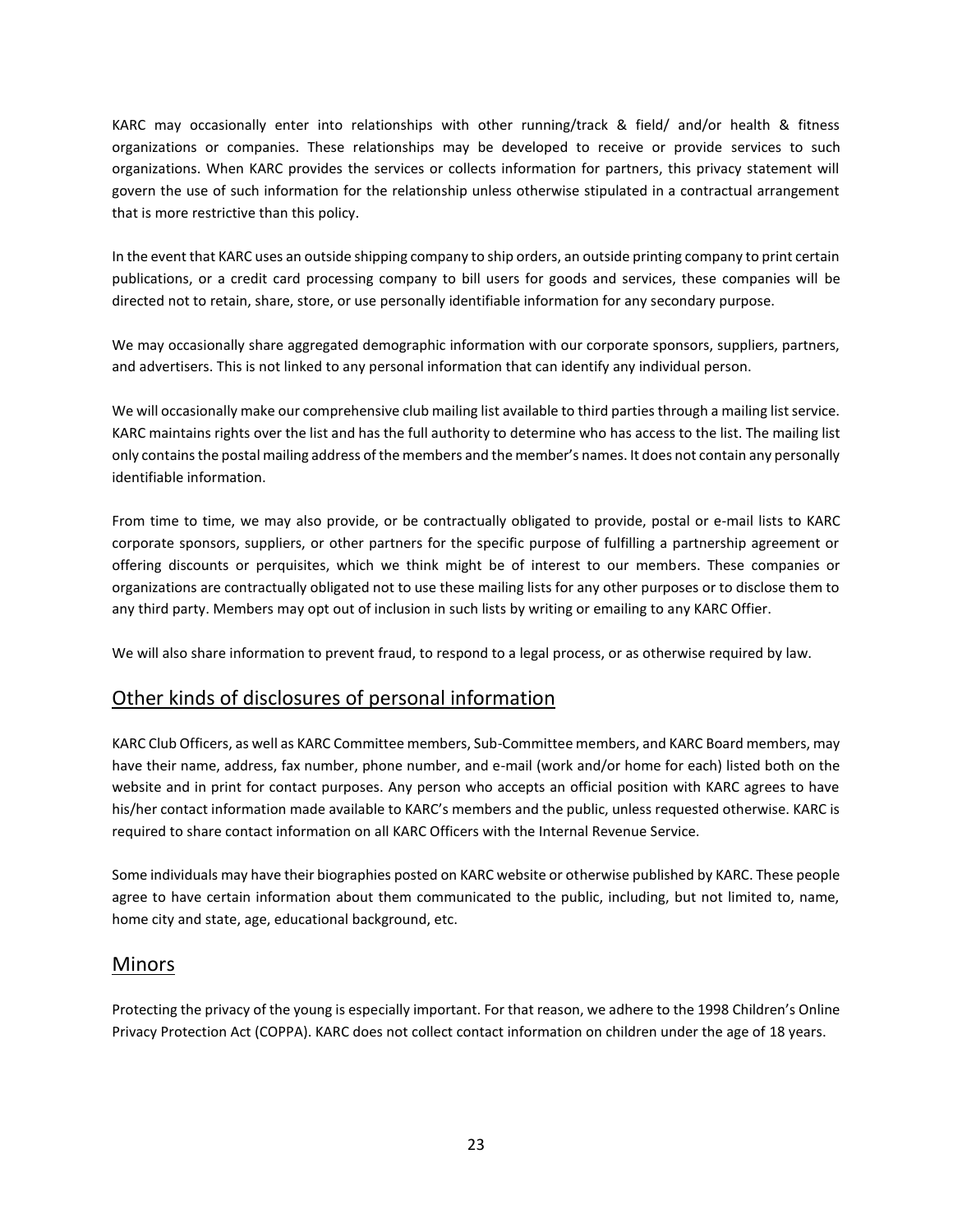KARC may occasionally enter into relationships with other running/track & field/ and/or health & fitness organizations or companies. These relationships may be developed to receive or provide services to such organizations. When KARC provides the services or collects information for partners, this privacy statement will govern the use of such information for the relationship unless otherwise stipulated in a contractual arrangement that is more restrictive than this policy.

In the event that KARC uses an outside shipping company to ship orders, an outside printing company to print certain publications, or a credit card processing company to bill users for goods and services, these companies will be directed not to retain, share, store, or use personally identifiable information for any secondary purpose.

We may occasionally share aggregated demographic information with our corporate sponsors, suppliers, partners, and advertisers. This is not linked to any personal information that can identify any individual person.

We will occasionally make our comprehensive club mailing list available to third parties through a mailing list service. KARC maintains rights over the list and has the full authority to determine who has access to the list. The mailing list only contains the postal mailing address of the members and the member's names. It does not contain any personally identifiable information.

From time to time, we may also provide, or be contractually obligated to provide, postal or e-mail lists to KARC corporate sponsors, suppliers, or other partners for the specific purpose of fulfilling a partnership agreement or offering discounts or perquisites, which we think might be of interest to our members. These companies or organizations are contractually obligated not to use these mailing lists for any other purposes or to disclose them to any third party. Members may opt out of inclusion in such lists by writing or emailing to any KARC Offier.

We will also share information to prevent fraud, to respond to a legal process, or as otherwise required by law.

## Other kinds of disclosures of personal information

KARC Club Officers, as well as KARC Committee members, Sub-Committee members, and KARC Board members, may have their name, address, fax number, phone number, and e-mail (work and/or home for each) listed both on the website and in print for contact purposes. Any person who accepts an official position with KARC agrees to have his/her contact information made available to KARC's members and the public, unless requested otherwise. KARC is required to share contact information on all KARC Officers with the Internal Revenue Service.

Some individuals may have their biographies posted on KARC website or otherwise published by KARC. These people agree to have certain information about them communicated to the public, including, but not limited to, name, home city and state, age, educational background, etc.

## Minors

Protecting the privacy of the young is especially important. For that reason, we adhere to the 1998 Children's Online Privacy Protection Act (COPPA). KARC does not collect contact information on children under the age of 18 years.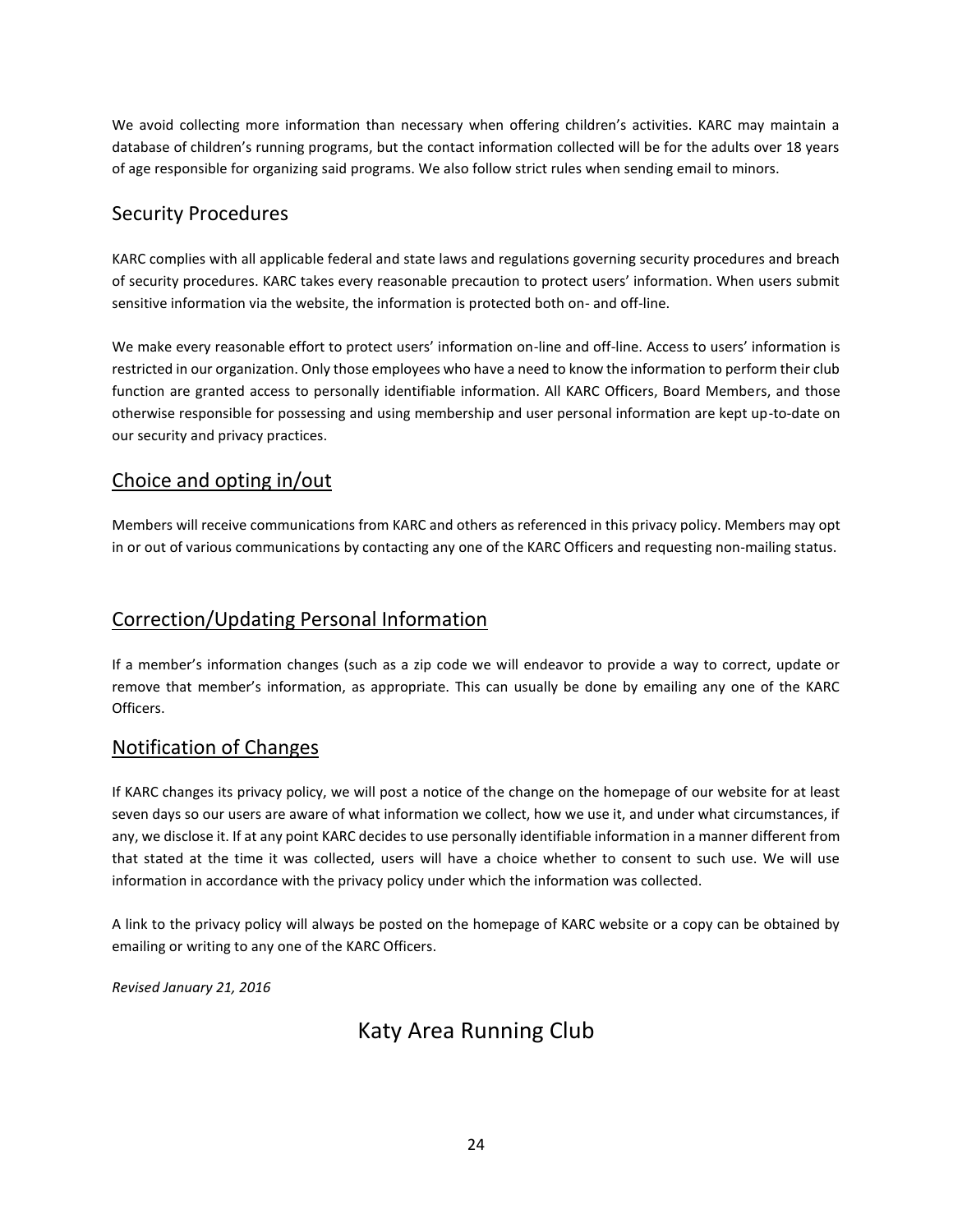We avoid collecting more information than necessary when offering children's activities. KARC may maintain a database of children's running programs, but the contact information collected will be for the adults over 18 years of age responsible for organizing said programs. We also follow strict rules when sending email to minors.

## Security Procedures

KARC complies with all applicable federal and state laws and regulations governing security procedures and breach of security procedures. KARC takes every reasonable precaution to protect users' information. When users submit sensitive information via the website, the information is protected both on- and off-line.

We make every reasonable effort to protect users' information on-line and off-line. Access to users' information is restricted in our organization. Only those employees who have a need to know the information to perform their club function are granted access to personally identifiable information. All KARC Officers, Board Members, and those otherwise responsible for possessing and using membership and user personal information are kept up-to-date on our security and privacy practices.

## Choice and opting in/out

Members will receive communications from KARC and others as referenced in this privacy policy. Members may opt in or out of various communications by contacting any one of the KARC Officers and requesting non-mailing status.

## Correction/Updating Personal Information

If a member's information changes (such as a zip code we will endeavor to provide a way to correct, update or remove that member's information, as appropriate. This can usually be done by emailing any one of the KARC Officers.

## Notification of Changes

If KARC changes its privacy policy, we will post a notice of the change on the homepage of our website for at least seven days so our users are aware of what information we collect, how we use it, and under what circumstances, if any, we disclose it. If at any point KARC decides to use personally identifiable information in a manner different from that stated at the time it was collected, users will have a choice whether to consent to such use. We will use information in accordance with the privacy policy under which the information was collected.

A link to the privacy policy will always be posted on the homepage of KARC website or a copy can be obtained by emailing or writing to any one of the KARC Officers.

*Revised January 21, 2016*

# Katy Area Running Club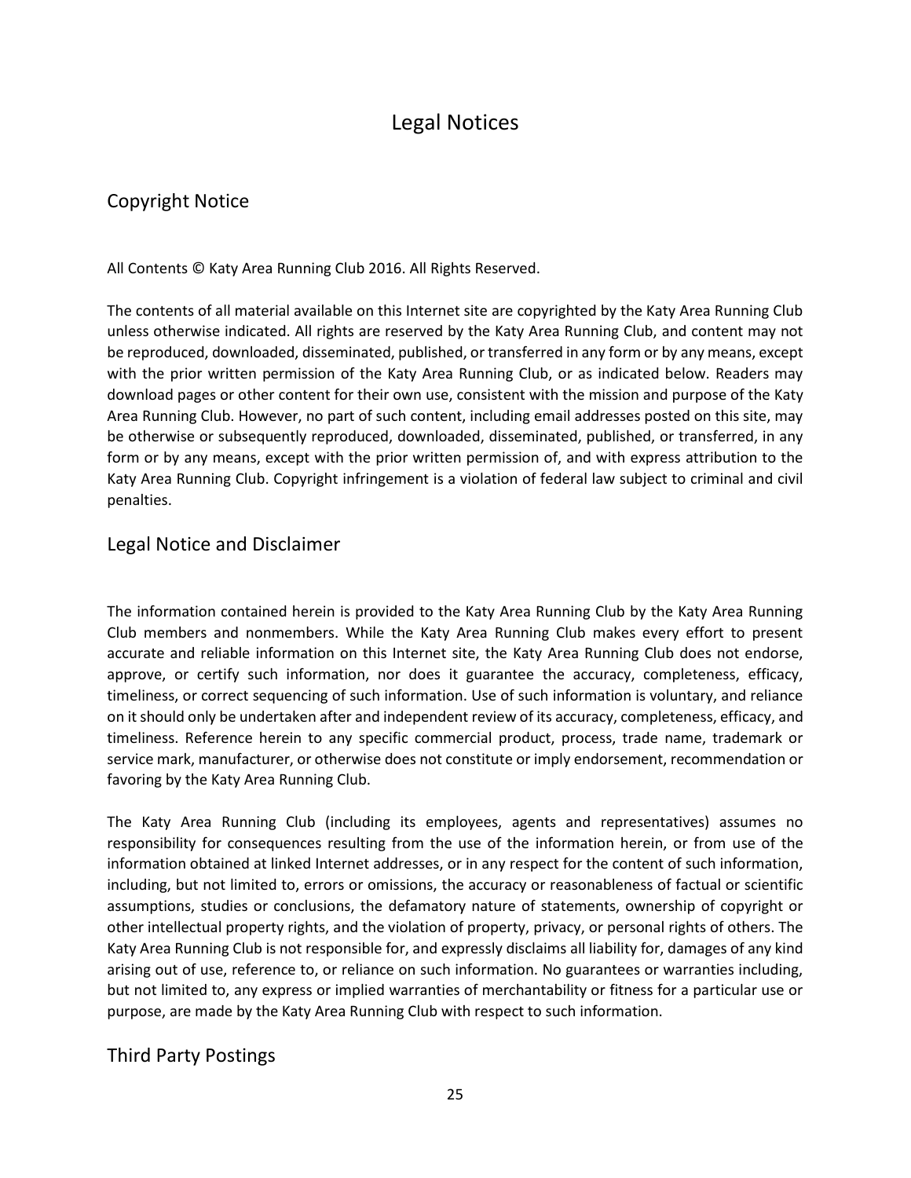# Legal Notices

## Copyright Notice

All Contents © Katy Area Running Club 2016. All Rights Reserved.

The contents of all material available on this Internet site are copyrighted by the Katy Area Running Club unless otherwise indicated. All rights are reserved by the Katy Area Running Club, and content may not be reproduced, downloaded, disseminated, published, or transferred in any form or by any means, except with the prior written permission of the Katy Area Running Club, or as indicated below. Readers may download pages or other content for their own use, consistent with the mission and purpose of the Katy Area Running Club. However, no part of such content, including email addresses posted on this site, may be otherwise or subsequently reproduced, downloaded, disseminated, published, or transferred, in any form or by any means, except with the prior written permission of, and with express attribution to the Katy Area Running Club. Copyright infringement is a violation of federal law subject to criminal and civil penalties.

## Legal Notice and Disclaimer

The information contained herein is provided to the Katy Area Running Club by the Katy Area Running Club members and nonmembers. While the Katy Area Running Club makes every effort to present accurate and reliable information on this Internet site, the Katy Area Running Club does not endorse, approve, or certify such information, nor does it guarantee the accuracy, completeness, efficacy, timeliness, or correct sequencing of such information. Use of such information is voluntary, and reliance on it should only be undertaken after and independent review of its accuracy, completeness, efficacy, and timeliness. Reference herein to any specific commercial product, process, trade name, trademark or service mark, manufacturer, or otherwise does not constitute or imply endorsement, recommendation or favoring by the Katy Area Running Club.

The Katy Area Running Club (including its employees, agents and representatives) assumes no responsibility for consequences resulting from the use of the information herein, or from use of the information obtained at linked Internet addresses, or in any respect for the content of such information, including, but not limited to, errors or omissions, the accuracy or reasonableness of factual or scientific assumptions, studies or conclusions, the defamatory nature of statements, ownership of copyright or other intellectual property rights, and the violation of property, privacy, or personal rights of others. The Katy Area Running Club is not responsible for, and expressly disclaims all liability for, damages of any kind arising out of use, reference to, or reliance on such information. No guarantees or warranties including, but not limited to, any express or implied warranties of merchantability or fitness for a particular use or purpose, are made by the Katy Area Running Club with respect to such information.

## Third Party Postings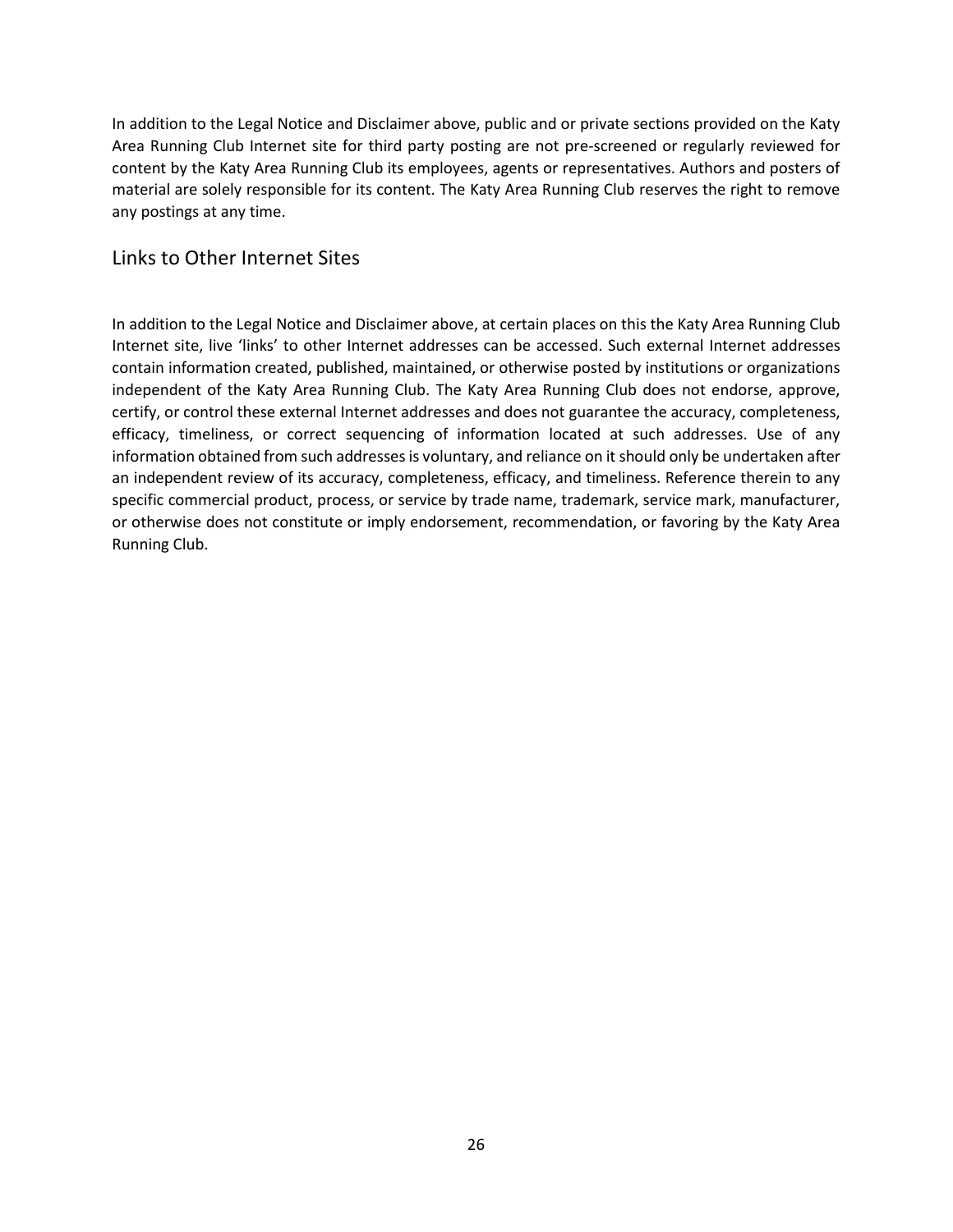In addition to the Legal Notice and Disclaimer above, public and or private sections provided on the Katy Area Running Club Internet site for third party posting are not pre-screened or regularly reviewed for content by the Katy Area Running Club its employees, agents or representatives. Authors and posters of material are solely responsible for its content. The Katy Area Running Club reserves the right to remove any postings at any time.

## Links to Other Internet Sites

In addition to the Legal Notice and Disclaimer above, at certain places on this the Katy Area Running Club Internet site, live 'links' to other Internet addresses can be accessed. Such external Internet addresses contain information created, published, maintained, or otherwise posted by institutions or organizations independent of the Katy Area Running Club. The Katy Area Running Club does not endorse, approve, certify, or control these external Internet addresses and does not guarantee the accuracy, completeness, efficacy, timeliness, or correct sequencing of information located at such addresses. Use of any information obtained from such addresses is voluntary, and reliance on it should only be undertaken after an independent review of its accuracy, completeness, efficacy, and timeliness. Reference therein to any specific commercial product, process, or service by trade name, trademark, service mark, manufacturer, or otherwise does not constitute or imply endorsement, recommendation, or favoring by the Katy Area Running Club.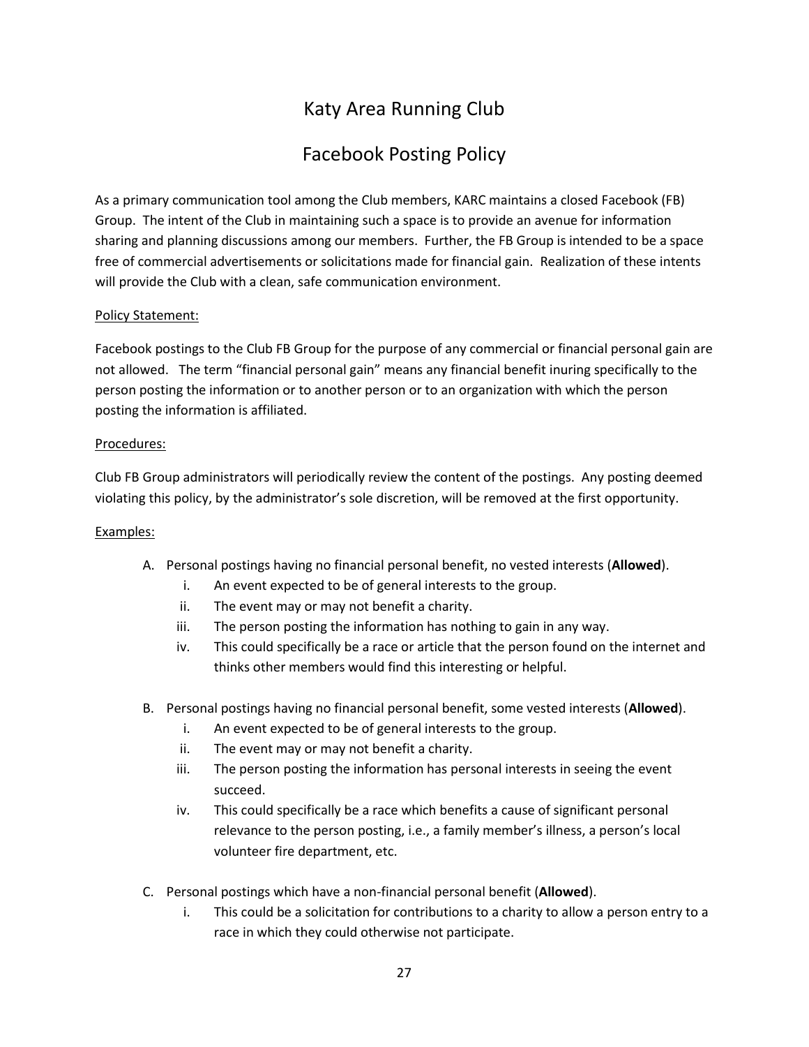# Katy Area Running Club

## Facebook Posting Policy

As a primary communication tool among the Club members, KARC maintains a closed Facebook (FB) Group. The intent of the Club in maintaining such a space is to provide an avenue for information sharing and planning discussions among our members. Further, the FB Group is intended to be a space free of commercial advertisements or solicitations made for financial gain. Realization of these intents will provide the Club with a clean, safe communication environment.

<u>Policy Statement:</u>

Facebook postings to the Club FB Group for the purpose of any commercial or financial personal gain are not allowed. The term "financial personal gain" means any financial benefit inuring specifically to the person posting the information or to another person or to an organization with which the person posting the information is affiliated.

<u>Procedures:</u>

Club FB Group administrators will periodically review the content of the postings. Any posting deemed violating this policy, by the administrator's sole discretion, will be removed at the first opportunity.

<u>Examples:</u>

A. Personal postings having no financial personal benefit, no vested interests (**Allowed**).
   i. An event expected to be of general interests to the group.
   ii. The event may or may not benefit a charity.
   iii. The person posting the information has nothing to gain in any way.
   iv. This could specifically be a race or article that the person found on the internet and thinks other members would find this interesting or helpful.

B. Personal postings having no financial personal benefit, some vested interests (**Allowed**).
   i. An event expected to be of general interests to the group.
   ii. The event may or may not benefit a charity.
   iii. The person posting the information has personal interests in seeing the event succeed.
   iv. This could specifically be a race which benefits a cause of significant personal relevance to the person posting, i.e., a family member's illness, a person's local volunteer fire department, etc.

C. Personal postings which have a non-financial personal benefit (**Allowed**).
   i. This could be a solicitation for contributions to a charity to allow a person entry to a race in which they could otherwise not participate.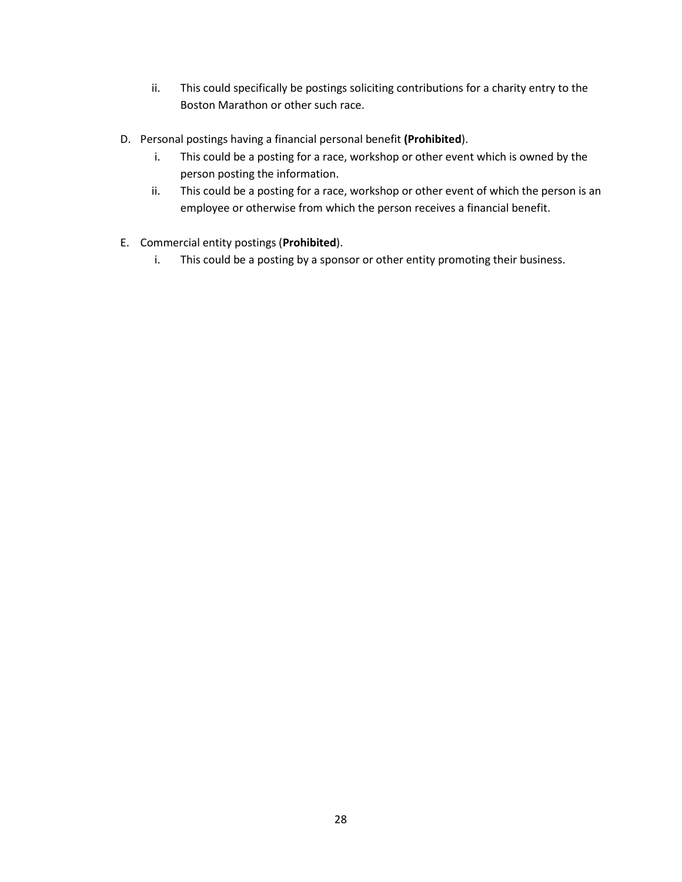ii. This could specifically be postings soliciting contributions for a charity entry to the Boston Marathon or other such race.

D. Personal postings having a financial personal benefit **(Prohibited**).
   i. This could be a posting for a race, workshop or other event which is owned by the person posting the information.
   ii. This could be a posting for a race, workshop or other event of which the person is an employee or otherwise from which the person receives a financial benefit.

E. Commercial entity postings (**Prohibited**).
   i. This could be a posting by a sponsor or other entity promoting their business.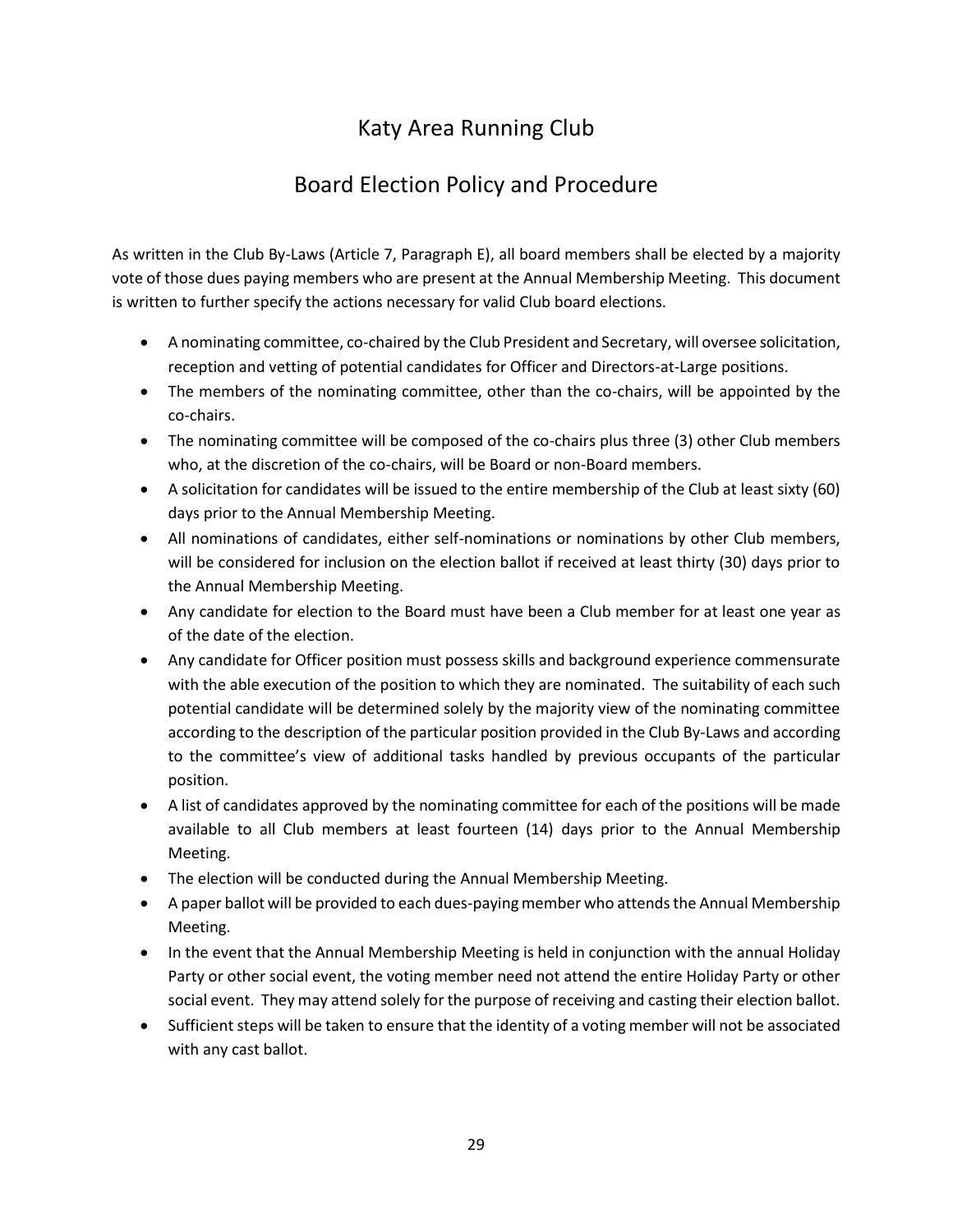# Katy Area Running Club

## Board Election Policy and Procedure

As written in the Club By-Laws (Article 7, Paragraph E), all board members shall be elected by a majority vote of those dues paying members who are present at the Annual Membership Meeting. This document is written to further specify the actions necessary for valid Club board elections.

- A nominating committee, co-chaired by the Club President and Secretary, will oversee solicitation, reception and vetting of potential candidates for Officer and Directors-at-Large positions.
- The members of the nominating committee, other than the co-chairs, will be appointed by the co-chairs.
- The nominating committee will be composed of the co-chairs plus three (3) other Club members who, at the discretion of the co-chairs, will be Board or non-Board members.
- A solicitation for candidates will be issued to the entire membership of the Club at least sixty (60) days prior to the Annual Membership Meeting.
- All nominations of candidates, either self-nominations or nominations by other Club members, will be considered for inclusion on the election ballot if received at least thirty (30) days prior to the Annual Membership Meeting.
- Any candidate for election to the Board must have been a Club member for at least one year as of the date of the election.
- Any candidate for Officer position must possess skills and background experience commensurate with the able execution of the position to which they are nominated. The suitability of each such potential candidate will be determined solely by the majority view of the nominating committee according to the description of the particular position provided in the Club By-Laws and according to the committee's view of additional tasks handled by previous occupants of the particular position.
- A list of candidates approved by the nominating committee for each of the positions will be made available to all Club members at least fourteen (14) days prior to the Annual Membership Meeting.
- The election will be conducted during the Annual Membership Meeting.
- A paper ballot will be provided to each dues-paying member who attends the Annual Membership Meeting.
- In the event that the Annual Membership Meeting is held in conjunction with the annual Holiday Party or other social event, the voting member need not attend the entire Holiday Party or other social event. They may attend solely for the purpose of receiving and casting their election ballot.
- Sufficient steps will be taken to ensure that the identity of a voting member will not be associated with any cast ballot.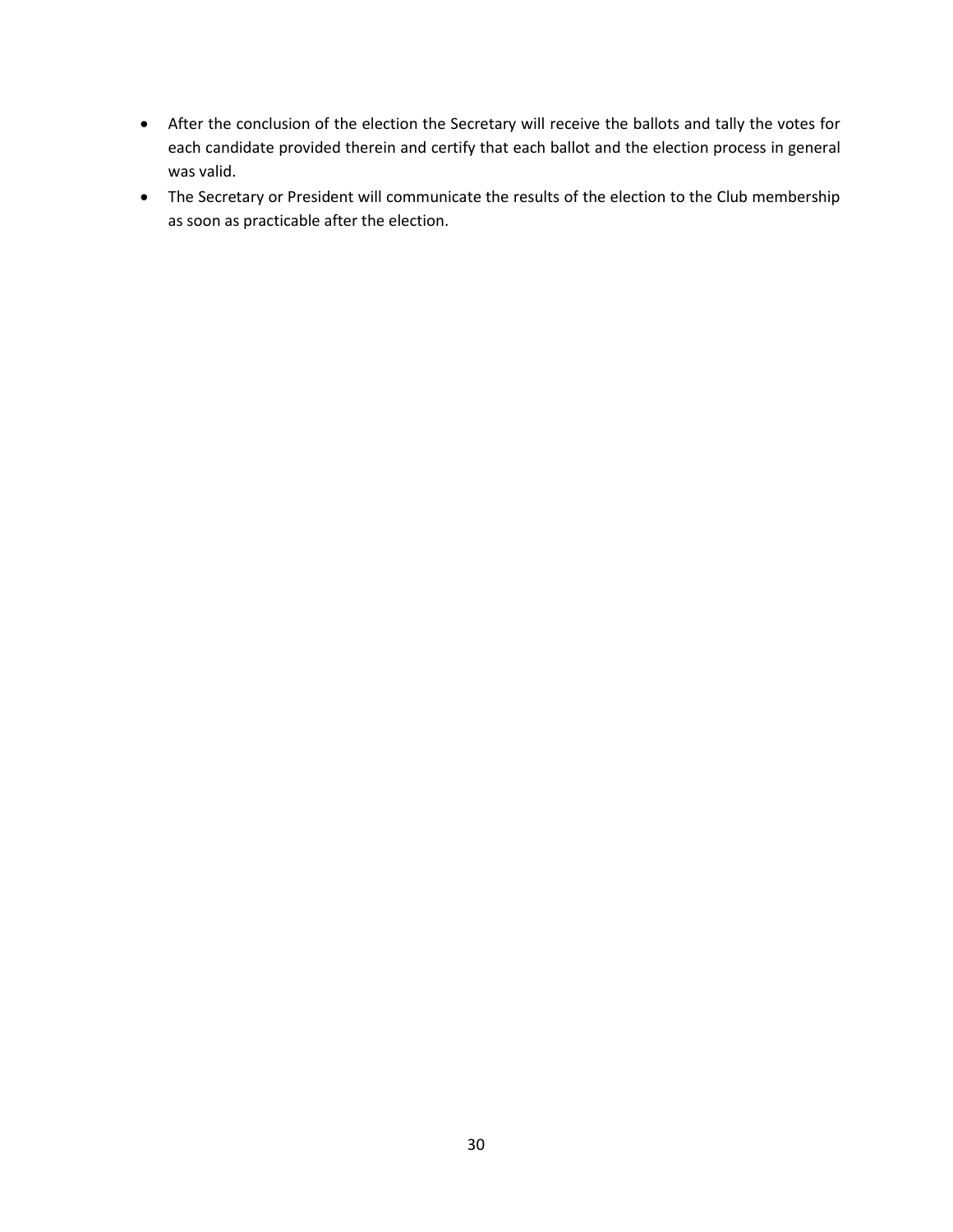- After the conclusion of the election the Secretary will receive the ballots and tally the votes for each candidate provided therein and certify that each ballot and the election process in general was valid.
- The Secretary or President will communicate the results of the election to the Club membership as soon as practicable after the election.